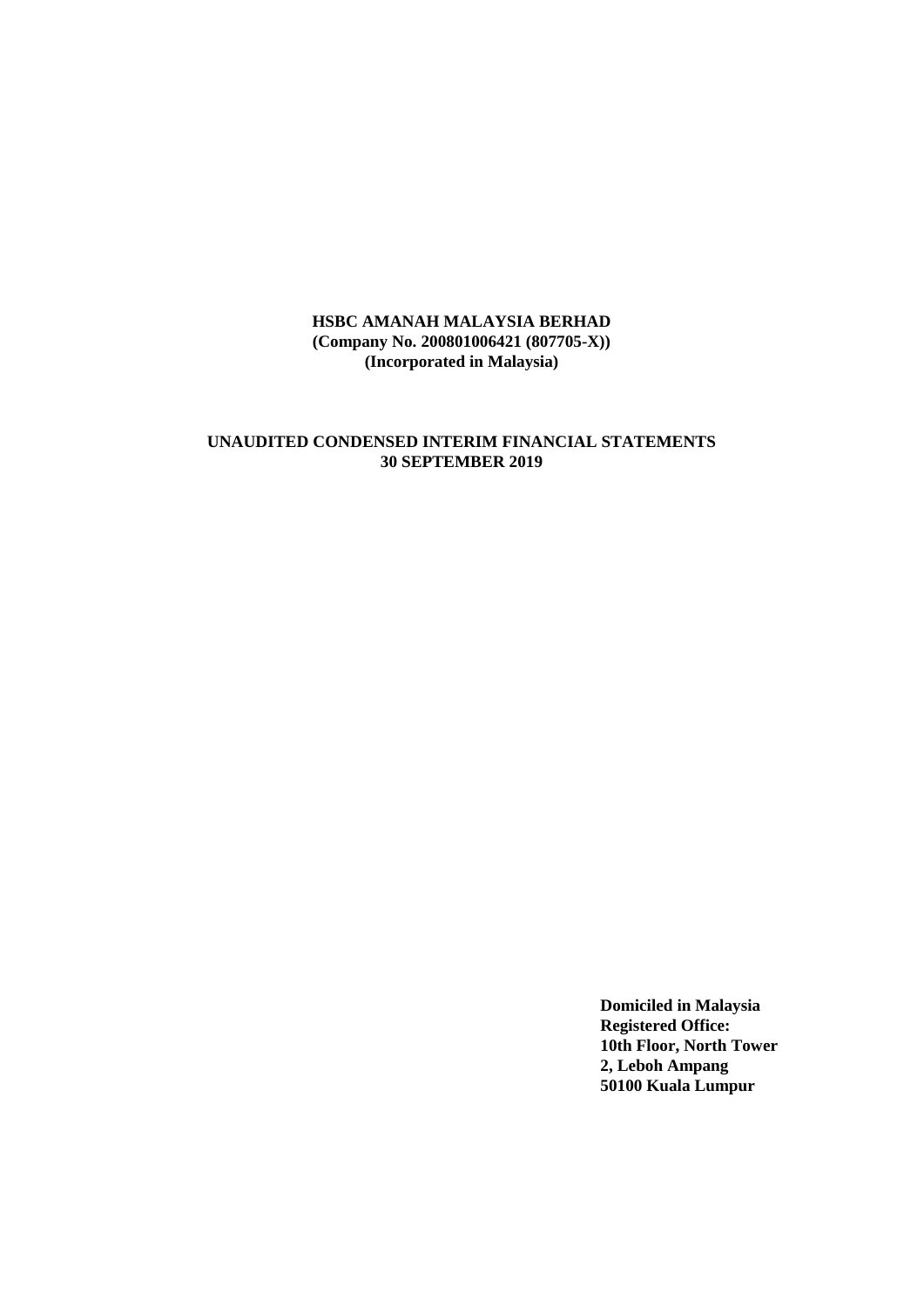**HSBC AMANAH MALAYSIA BERHAD**
**(Company No. 200801006421 (807705-X))**
**(Incorporated in Malaysia)**

**UNAUDITED CONDENSED INTERIM FINANCIAL STATEMENTS**
**30 SEPTEMBER 2019**

**Domiciled in Malaysia**
**Registered Office:**
**10th Floor, North Tower**
**2, Leboh Ampang**
**50100 Kuala Lumpur**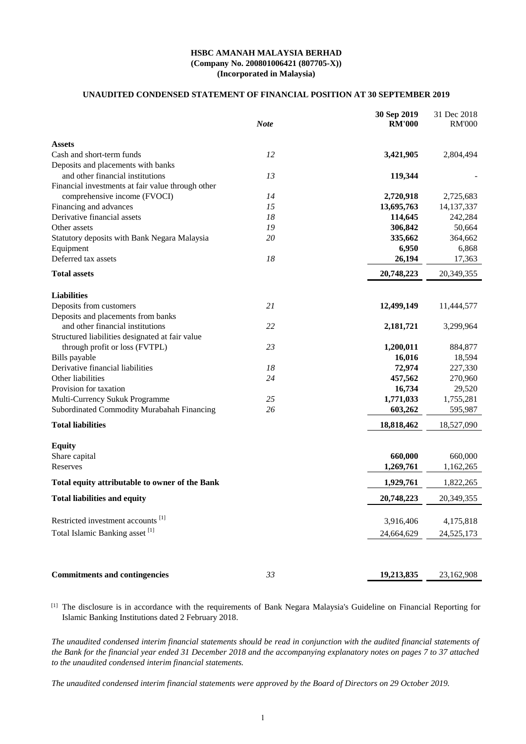**HSBC AMANAH MALAYSIA BERHAD**
**(Company No. 200801006421 (807705-X))**
**(Incorporated in Malaysia)**

**UNAUDITED CONDENSED STATEMENT OF FINANCIAL POSITION AT 30 SEPTEMBER 2019**

| | *Note* | **30 Sep 2019 RM'000** | 31 Dec 2018 RM'000 |
|---|---|---|---|
| **Assets** | | | |
| Cash and short-term funds | 12 | **3,421,905** | 2,804,494 |
| Deposits and placements with banks and other financial institutions | 13 | **119,344** | - |
| Financial investments at fair value through other comprehensive income (FVOCI) | 14 | **2,720,918** | 2,725,683 |
| Financing and advances | 15 | **13,695,763** | 14,137,337 |
| Derivative financial assets | 18 | **114,645** | 242,284 |
| Other assets | 19 | **306,842** | 50,664 |
| Statutory deposits with Bank Negara Malaysia | 20 | **335,662** | 364,662 |
| Equipment | | **6,950** | 6,868 |
| Deferred tax assets | 18 | **26,194** | 17,363 |
| **Total assets** | | **20,748,223** | 20,349,355 |
| **Liabilities** | | | |
| Deposits from customers | 21 | **12,499,149** | 11,444,577 |
| Deposits and placements from banks and other financial institutions | 22 | **2,181,721** | 3,299,964 |
| Structured liabilities designated at fair value through profit or loss (FVTPL) | 23 | **1,200,011** | 884,877 |
| Bills payable | | **16,016** | 18,594 |
| Derivative financial liabilities | 18 | **72,974** | 227,330 |
| Other liabilities | 24 | **457,562** | 270,960 |
| Provision for taxation | | **16,734** | 29,520 |
| Multi-Currency Sukuk Programme | 25 | **1,771,033** | 1,755,281 |
| Subordinated Commodity Murabahah Financing | 26 | **603,262** | 595,987 |
| **Total liabilities** | | **18,818,462** | 18,527,090 |
| **Equity** | | | |
| Share capital | | **660,000** | 660,000 |
| Reserves | | **1,269,761** | 1,162,265 |
| **Total equity attributable to owner of the Bank** | | **1,929,761** | 1,822,265 |
| **Total liabilities and equity** | | **20,748,223** | 20,349,355 |
| Restricted investment accounts [1] | | 3,916,406 | 4,175,818 |
| Total Islamic Banking asset [1] | | 24,664,629 | 24,525,173 |
| **Commitments and contingencies** | 33 | **19,213,835** | 23,162,908 |

[1] The disclosure is in accordance with the requirements of Bank Negara Malaysia's Guideline on Financial Reporting for Islamic Banking Institutions dated 2 February 2018.

*The unaudited condensed interim financial statements should be read in conjunction with the audited financial statements of the Bank for the financial year ended 31 December 2018 and the accompanying explanatory notes on pages 7 to 37 attached to the unaudited condensed interim financial statements.*

*The unaudited condensed interim financial statements were approved by the Board of Directors on 29 October 2019.*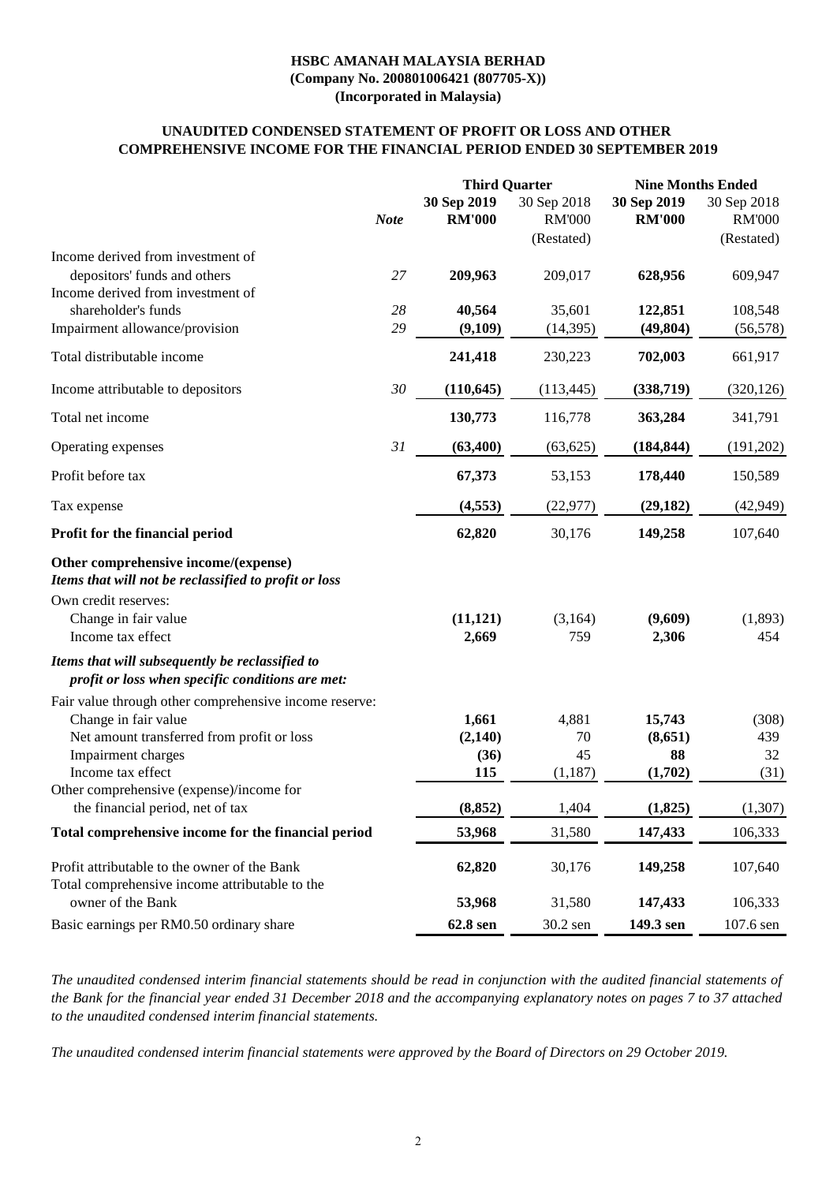**HSBC AMANAH MALAYSIA BERHAD**
**(Company No. 200801006421 (807705-X))**
**(Incorporated in Malaysia)**

## UNAUDITED CONDENSED STATEMENT OF PROFIT OR LOSS AND OTHER COMPREHENSIVE INCOME FOR THE FINANCIAL PERIOD ENDED 30 SEPTEMBER 2019

| | | **Third Quarter** | | **Nine Months Ended** | |
|---|---|---|---|---|---|
| | *Note* | **30 Sep 2019 RM'000** | 30 Sep 2018 RM'000 (Restated) | **30 Sep 2019 RM'000** | 30 Sep 2018 RM'000 (Restated) |
| Income derived from investment of depositors' funds and others | *27* | **209,963** | 209,017 | **628,956** | 609,947 |
| Income derived from investment of shareholder's funds | *28* | **40,564** | 35,601 | **122,851** | 108,548 |
| Impairment allowance/provision | *29* | **(9,109)** | (14,395) | **(49,804)** | (56,578) |
| Total distributable income | | **241,418** | 230,223 | **702,003** | 661,917 |
| Income attributable to depositors | *30* | **(110,645)** | (113,445) | **(338,719)** | (320,126) |
| Total net income | | **130,773** | 116,778 | **363,284** | 341,791 |
| Operating expenses | *31* | **(63,400)** | (63,625) | **(184,844)** | (191,202) |
| Profit before tax | | **67,373** | 53,153 | **178,440** | 150,589 |
| Tax expense | | **(4,553)** | (22,977) | **(29,182)** | (42,949) |
| **Profit for the financial period** | | **62,820** | 30,176 | **149,258** | 107,640 |
| **Other comprehensive income/(expense)** | | | | | |
| ***Items that will not be reclassified to profit or loss*** | | | | | |
| Own credit reserves: | | | | | |
| Change in fair value | | **(11,121)** | (3,164) | **(9,609)** | (1,893) |
| Income tax effect | | **2,669** | 759 | **2,306** | 454 |
| ***Items that will subsequently be reclassified to profit or loss when specific conditions are met:*** | | | | | |
| Fair value through other comprehensive income reserve: | | | | | |
| Change in fair value | | **1,661** | 4,881 | **15,743** | (308) |
| Net amount transferred from profit or loss | | **(2,140)** | 70 | **(8,651)** | 439 |
| Impairment charges | | **(36)** | 45 | **88** | 32 |
| Income tax effect | | **115** | (1,187) | **(1,702)** | (31) |
| Other comprehensive (expense)/income for the financial period, net of tax | | **(8,852)** | 1,404 | **(1,825)** | (1,307) |
| **Total comprehensive income for the financial period** | | **53,968** | 31,580 | **147,433** | 106,333 |
| Profit attributable to the owner of the Bank | | **62,820** | 30,176 | **149,258** | 107,640 |
| Total comprehensive income attributable to the owner of the Bank | | **53,968** | 31,580 | **147,433** | 106,333 |
| Basic earnings per RM0.50 ordinary share | | **62.8 sen** | 30.2 sen | **149.3 sen** | 107.6 sen |

*The unaudited condensed interim financial statements should be read in conjunction with the audited financial statements of the Bank for the financial year ended 31 December 2018 and the accompanying explanatory notes on pages 7 to 37 attached to the unaudited condensed interim financial statements.*

*The unaudited condensed interim financial statements were approved by the Board of Directors on 29 October 2019.*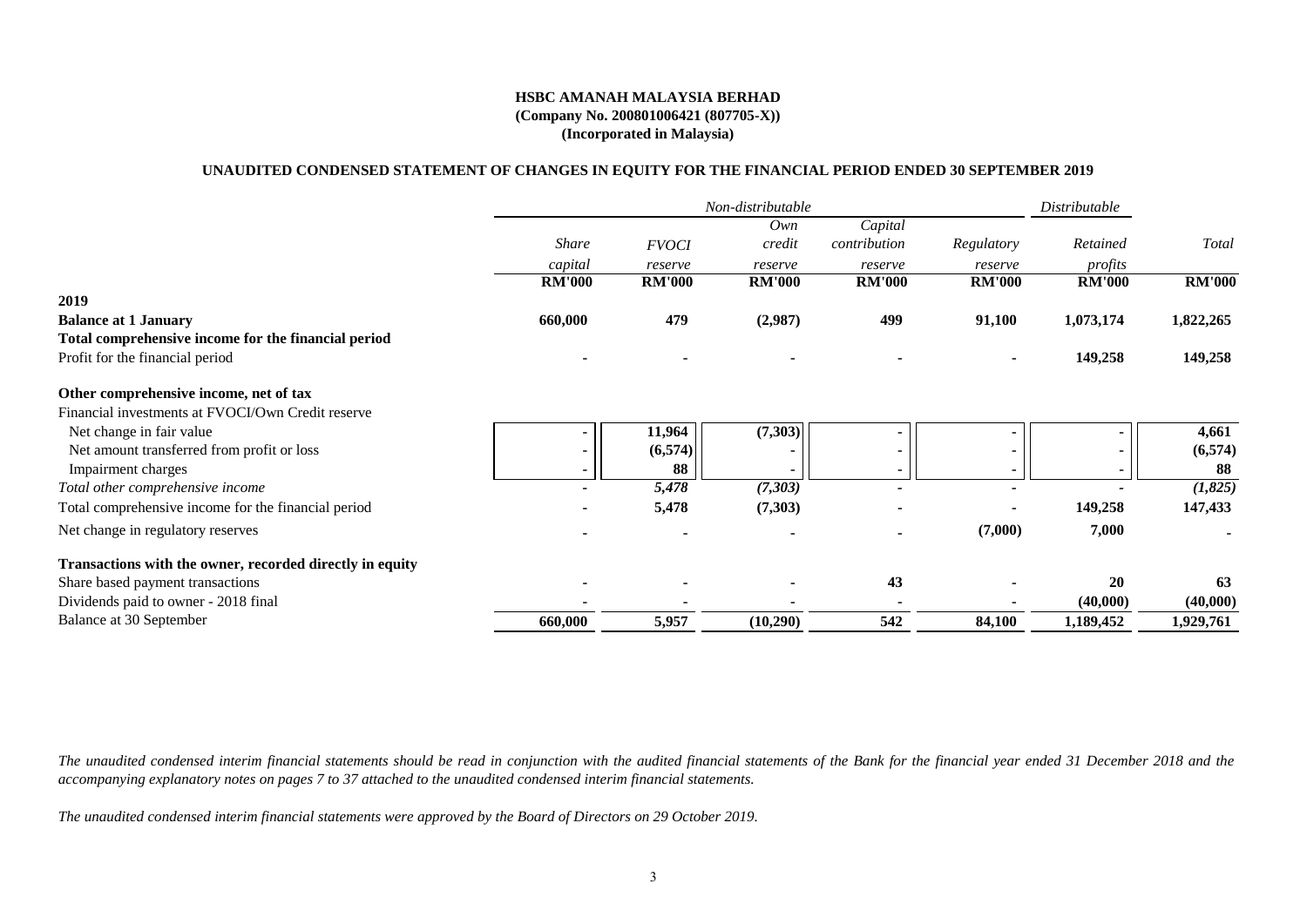**HSBC AMANAH MALAYSIA BERHAD**
**(Company No. 200801006421 (807705-X))**
**(Incorporated in Malaysia)**

**UNAUDITED CONDENSED STATEMENT OF CHANGES IN EQUITY FOR THE FINANCIAL PERIOD ENDED 30 SEPTEMBER 2019**

| | *Non-distributable* | | | | | *Distributable* | |
|---|---|---|---|---|---|---|---|
| | *Share capital* | *FVOCI reserve* | *Own credit reserve* | *Capital contribution reserve* | *Regulatory reserve* | *Retained profits* | *Total* |
| | **RM'000** | **RM'000** | **RM'000** | **RM'000** | **RM'000** | **RM'000** | **RM'000** |
| **2019** | | | | | | | |
| **Balance at 1 January** | **660,000** | **479** | **(2,987)** | **499** | **91,100** | **1,073,174** | **1,822,265** |
| **Total comprehensive income for the financial period** | | | | | | | |
| Profit for the financial period | - | - | - | - | - | 149,258 | 149,258 |
| **Other comprehensive income, net of tax** | | | | | | | |
| Financial investments at FVOCI/Own Credit reserve | | | | | | | |
| Net change in fair value | - | 11,964 | (7,303) | - | - | - | 4,661 |
| Net amount transferred from profit or loss | - | (6,574) | - | - | - | - | (6,574) |
| Impairment charges | - | 88 | - | - | - | - | 88 |
| *Total other comprehensive income* | - | *5,478* | *(7,303)* | - | - | - | *(1,825)* |
| Total comprehensive income for the financial period | - | 5,478 | (7,303) | - | - | 149,258 | 147,433 |
| Net change in regulatory reserves | - | - | - | - | (7,000) | 7,000 | - |
| **Transactions with the owner, recorded directly in equity** | | | | | | | |
| Share based payment transactions | - | - | - | 43 | - | 20 | 63 |
| Dividends paid to owner - 2018 final | - | - | - | - | - | (40,000) | (40,000) |
| Balance at 30 September | 660,000 | 5,957 | (10,290) | 542 | 84,100 | 1,189,452 | 1,929,761 |

*The unaudited condensed interim financial statements should be read in conjunction with the audited financial statements of the Bank for the financial year ended 31 December 2018 and the accompanying explanatory notes on pages 7 to 37 attached to the unaudited condensed interim financial statements.*

*The unaudited condensed interim financial statements were approved by the Board of Directors on 29 October 2019.*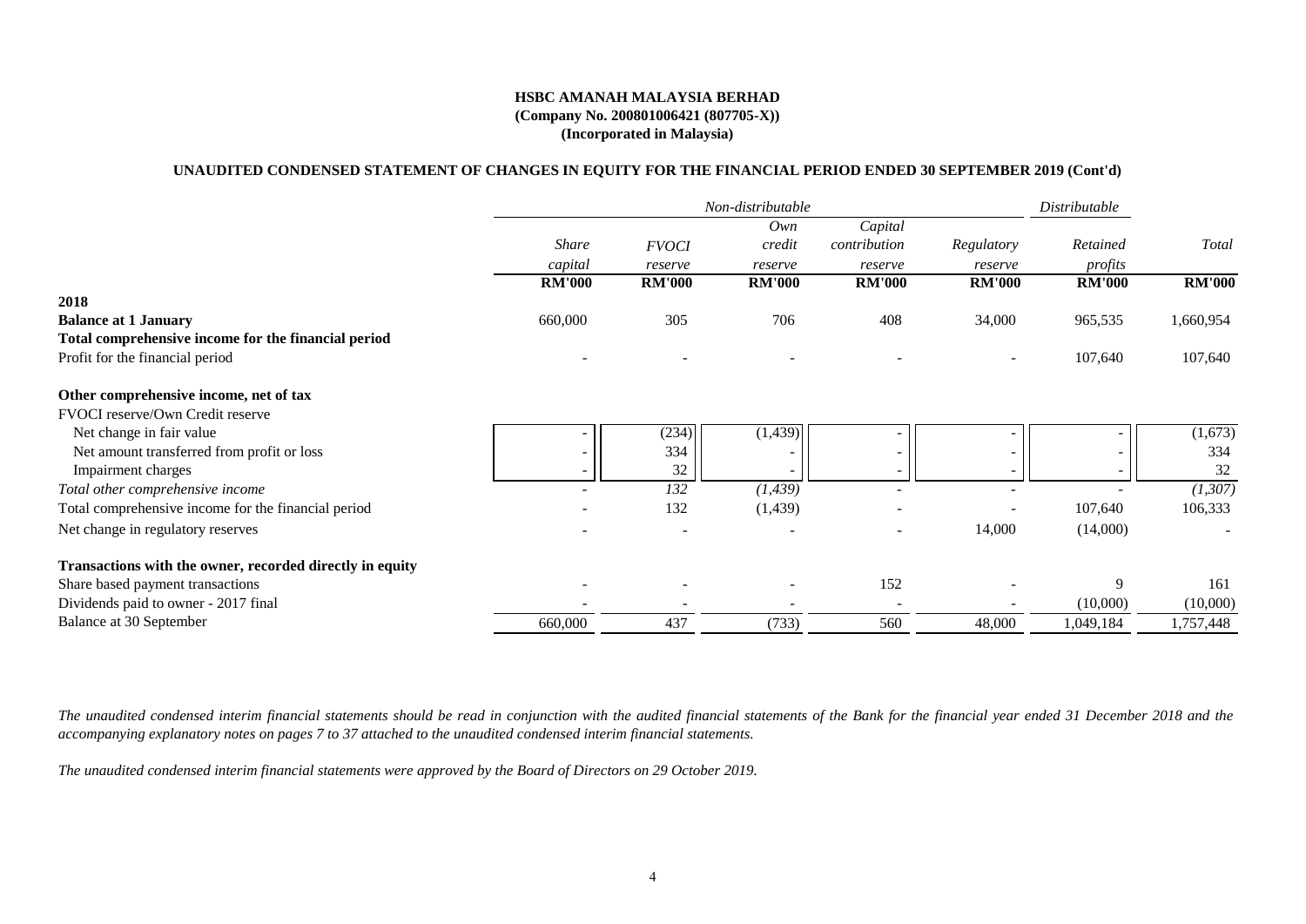**HSBC AMANAH MALAYSIA BERHAD**
**(Company No. 200801006421 (807705-X))**
**(Incorporated in Malaysia)**

**UNAUDITED CONDENSED STATEMENT OF CHANGES IN EQUITY FOR THE FINANCIAL PERIOD ENDED 30 SEPTEMBER 2019 (Cont'd)**

| | *Non-distributable* | | | | | *Distributable* | |
|---|---|---|---|---|---|---|---|
| | *Share capital* | *FVOCI reserve* | *Own credit reserve* | *Capital contribution reserve* | *Regulatory reserve* | *Retained profits* | *Total* |
| | **RM'000** | **RM'000** | **RM'000** | **RM'000** | **RM'000** | **RM'000** | **RM'000** |
| **2018** | | | | | | | |
| **Balance at 1 January** | 660,000 | 305 | 706 | 408 | 34,000 | 965,535 | 1,660,954 |
| **Total comprehensive income for the financial period** | | | | | | | |
| Profit for the financial period | - | - | - | - | - | 107,640 | 107,640 |
| **Other comprehensive income, net of tax** | | | | | | | |
| FVOCI reserve/Own Credit reserve | | | | | | | |
| Net change in fair value | - | (234) | (1,439) | - | - | - | (1,673) |
| Net amount transferred from profit or loss | - | 334 | - | - | - | - | 334 |
| Impairment charges | - | 32 | - | - | - | - | 32 |
| *Total other comprehensive income* | - | *132* | *(1,439)* | - | - | - | *(1,307)* |
| Total comprehensive income for the financial period | - | 132 | (1,439) | - | - | 107,640 | 106,333 |
| Net change in regulatory reserves | - | - | - | - | 14,000 | (14,000) | - |
| **Transactions with the owner, recorded directly in equity** | | | | | | | |
| Share based payment transactions | - | - | - | 152 | - | 9 | 161 |
| Dividends paid to owner - 2017 final | - | - | - | - | - | (10,000) | (10,000) |
| Balance at 30 September | 660,000 | 437 | (733) | 560 | 48,000 | 1,049,184 | 1,757,448 |

*The unaudited condensed interim financial statements should be read in conjunction with the audited financial statements of the Bank for the financial year ended 31 December 2018 and the accompanying explanatory notes on pages 7 to 37 attached to the unaudited condensed interim financial statements.*

*The unaudited condensed interim financial statements were approved by the Board of Directors on 29 October 2019.*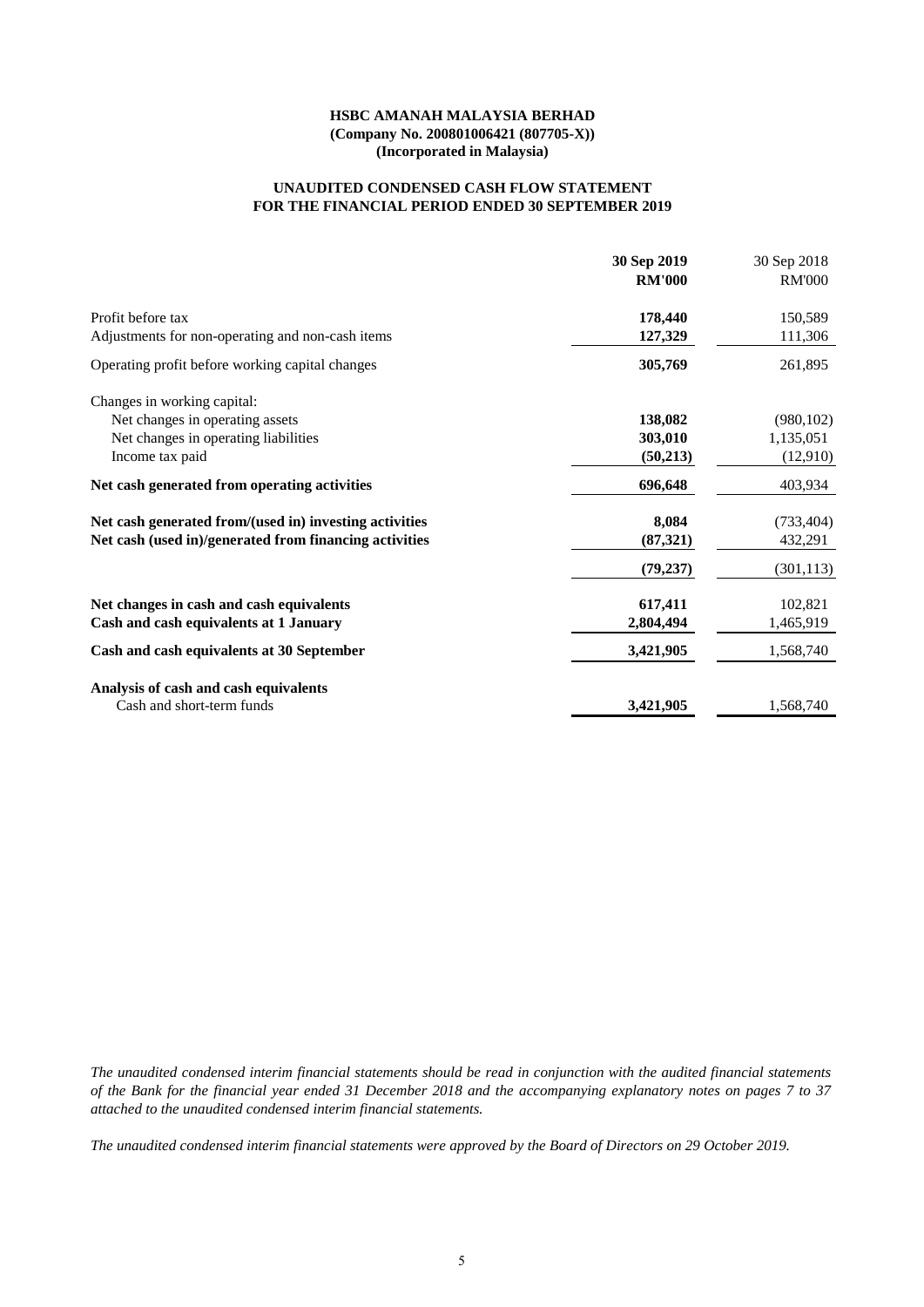**HSBC AMANAH MALAYSIA BERHAD**
**(Company No. 200801006421 (807705-X))**
**(Incorporated in Malaysia)**

## UNAUDITED CONDENSED CASH FLOW STATEMENT FOR THE FINANCIAL PERIOD ENDED 30 SEPTEMBER 2019

| | **30 Sep 2019** | 30 Sep 2018 |
|---|---|---|
| | **RM'000** | RM'000 |
| Profit before tax | **178,440** | 150,589 |
| Adjustments for non-operating and non-cash items | **127,329** | 111,306 |
| Operating profit before working capital changes | **305,769** | 261,895 |
| Changes in working capital: | | |
| Net changes in operating assets | **138,082** | (980,102) |
| Net changes in operating liabilities | **303,010** | 1,135,051 |
| Income tax paid | **(50,213)** | (12,910) |
| **Net cash generated from operating activities** | **696,648** | 403,934 |
| **Net cash generated from/(used in) investing activities** | **8,084** | (733,404) |
| **Net cash (used in)/generated from financing activities** | **(87,321)** | 432,291 |
| | **(79,237)** | (301,113) |
| **Net changes in cash and cash equivalents** | **617,411** | 102,821 |
| **Cash and cash equivalents at 1 January** | **2,804,494** | 1,465,919 |
| **Cash and cash equivalents at 30 September** | **3,421,905** | 1,568,740 |
| **Analysis of cash and cash equivalents** | | |
| Cash and short-term funds | **3,421,905** | 1,568,740 |

*The unaudited condensed interim financial statements should be read in conjunction with the audited financial statements of the Bank for the financial year ended 31 December 2018 and the accompanying explanatory notes on pages 7 to 37 attached to the unaudited condensed interim financial statements.*

*The unaudited condensed interim financial statements were approved by the Board of Directors on 29 October 2019.*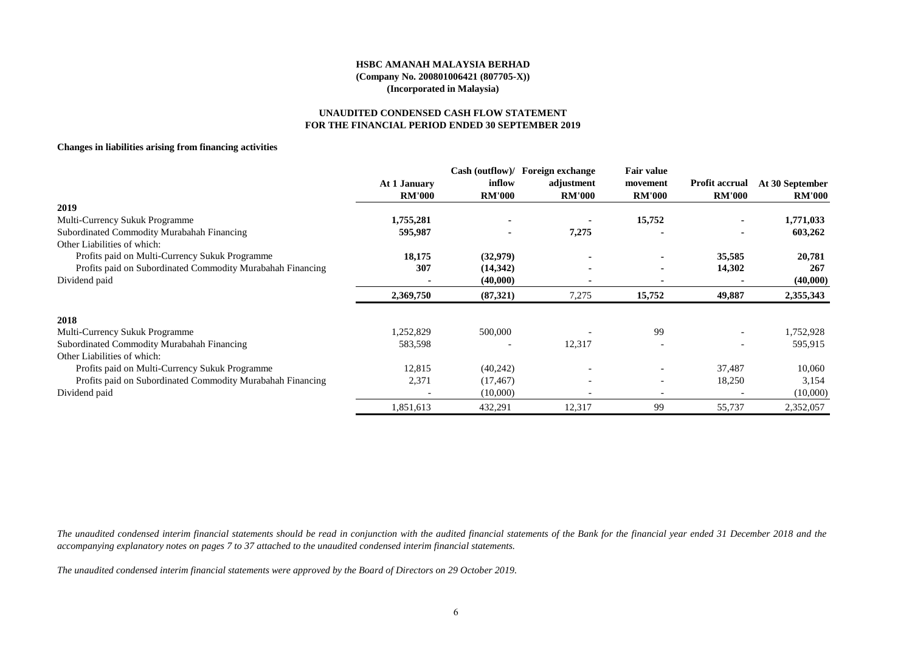**HSBC AMANAH MALAYSIA BERHAD**
**(Company No. 200801006421 (807705-X))**
**(Incorporated in Malaysia)**

**UNAUDITED CONDENSED CASH FLOW STATEMENT**
**FOR THE FINANCIAL PERIOD ENDED 30 SEPTEMBER 2019**

**Changes in liabilities arising from financing activities**

| | At 1 January<br>RM'000 | Cash (outflow)/<br>inflow<br>RM'000 | Foreign exchange<br>adjustment<br>RM'000 | Fair value<br>movement<br>RM'000 | Profit accrual<br>RM'000 | At 30 September<br>RM'000 |
|---|---|---|---|---|---|---|
| **2019** | | | | | | |
| Multi-Currency Sukuk Programme | **1,755,281** | **-** | **-** | **15,752** | **-** | **1,771,033** |
| Subordinated Commodity Murabahah Financing | **595,987** | **-** | **7,275** | **-** | **-** | **603,262** |
| Other Liabilities of which: | | | | | | |
| Profits paid on Multi-Currency Sukuk Programme | **18,175** | **(32,979)** | **-** | **-** | **35,585** | **20,781** |
| Profits paid on Subordinated Commodity Murabahah Financing | **307** | **(14,342)** | **-** | **-** | **14,302** | **267** |
| Dividend paid | **-** | **(40,000)** | **-** | **-** | **-** | **(40,000)** |
| | **2,369,750** | **(87,321)** | 7,275 | **15,752** | **49,887** | **2,355,343** |
| **2018** | | | | | | |
| Multi-Currency Sukuk Programme | 1,252,829 | 500,000 | - | 99 | - | 1,752,928 |
| Subordinated Commodity Murabahah Financing | 583,598 | - | 12,317 | - | - | 595,915 |
| Other Liabilities of which: | | | | | | |
| Profits paid on Multi-Currency Sukuk Programme | 12,815 | (40,242) | - | - | 37,487 | 10,060 |
| Profits paid on Subordinated Commodity Murabahah Financing | 2,371 | (17,467) | - | - | 18,250 | 3,154 |
| Dividend paid | - | (10,000) | - | - | - | (10,000) |
| | 1,851,613 | 432,291 | 12,317 | 99 | 55,737 | 2,352,057 |

*The unaudited condensed interim financial statements should be read in conjunction with the audited financial statements of the Bank for the financial year ended 31 December 2018 and the accompanying explanatory notes on pages 7 to 37 attached to the unaudited condensed interim financial statements.*

*The unaudited condensed interim financial statements were approved by the Board of Directors on 29 October 2019.*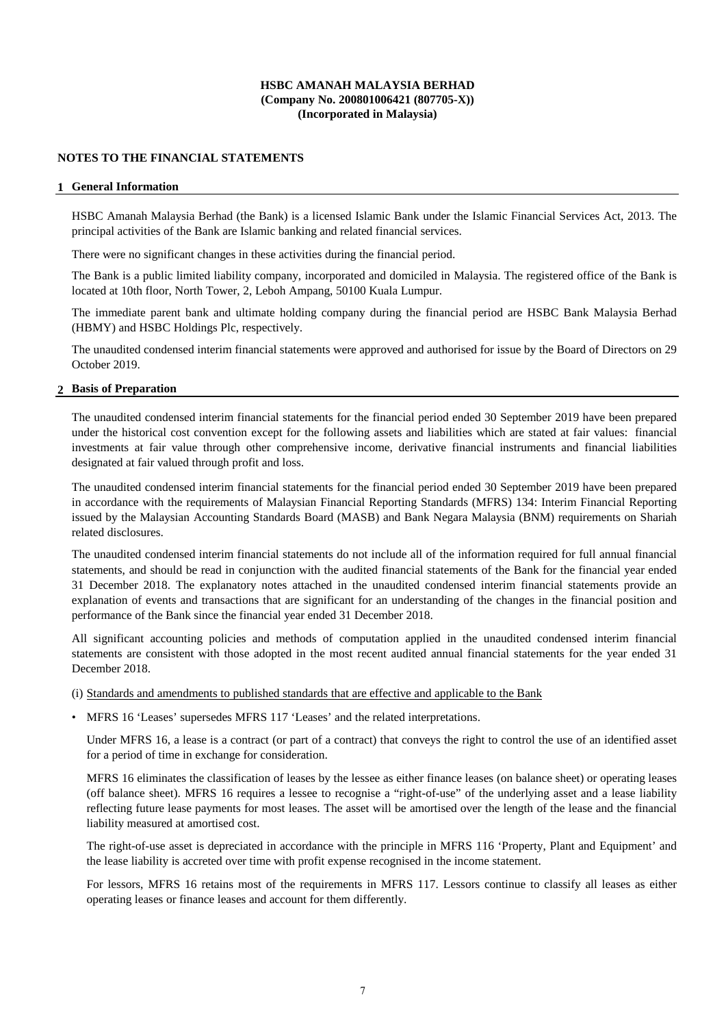**HSBC AMANAH MALAYSIA BERHAD**
**(Company No. 200801006421 (807705-X))**
**(Incorporated in Malaysia)**

## NOTES TO THE FINANCIAL STATEMENTS

### 1 General Information

HSBC Amanah Malaysia Berhad (the Bank) is a licensed Islamic Bank under the Islamic Financial Services Act, 2013. The principal activities of the Bank are Islamic banking and related financial services.

There were no significant changes in these activities during the financial period.

The Bank is a public limited liability company, incorporated and domiciled in Malaysia. The registered office of the Bank is located at 10th floor, North Tower, 2, Leboh Ampang, 50100 Kuala Lumpur.

The immediate parent bank and ultimate holding company during the financial period are HSBC Bank Malaysia Berhad (HBMY) and HSBC Holdings Plc, respectively.

The unaudited condensed interim financial statements were approved and authorised for issue by the Board of Directors on 29 October 2019.

### 2 Basis of Preparation

The unaudited condensed interim financial statements for the financial period ended 30 September 2019 have been prepared under the historical cost convention except for the following assets and liabilities which are stated at fair values: financial investments at fair value through other comprehensive income, derivative financial instruments and financial liabilities designated at fair valued through profit and loss.

The unaudited condensed interim financial statements for the financial period ended 30 September 2019 have been prepared in accordance with the requirements of Malaysian Financial Reporting Standards (MFRS) 134: Interim Financial Reporting issued by the Malaysian Accounting Standards Board (MASB) and Bank Negara Malaysia (BNM) requirements on Shariah related disclosures.

The unaudited condensed interim financial statements do not include all of the information required for full annual financial statements, and should be read in conjunction with the audited financial statements of the Bank for the financial year ended 31 December 2018. The explanatory notes attached in the unaudited condensed interim financial statements provide an explanation of events and transactions that are significant for an understanding of the changes in the financial position and performance of the Bank since the financial year ended 31 December 2018.

All significant accounting policies and methods of computation applied in the unaudited condensed interim financial statements are consistent with those adopted in the most recent audited annual financial statements for the year ended 31 December 2018.

(i) Standards and amendments to published standards that are effective and applicable to the Bank

- MFRS 16 'Leases' supersedes MFRS 117 'Leases' and the related interpretations.

  Under MFRS 16, a lease is a contract (or part of a contract) that conveys the right to control the use of an identified asset for a period of time in exchange for consideration.

  MFRS 16 eliminates the classification of leases by the lessee as either finance leases (on balance sheet) or operating leases (off balance sheet). MFRS 16 requires a lessee to recognise a "right-of-use" of the underlying asset and a lease liability reflecting future lease payments for most leases. The asset will be amortised over the length of the lease and the financial liability measured at amortised cost.

  The right-of-use asset is depreciated in accordance with the principle in MFRS 116 'Property, Plant and Equipment' and the lease liability is accreted over time with profit expense recognised in the income statement.

  For lessors, MFRS 16 retains most of the requirements in MFRS 117. Lessors continue to classify all leases as either operating leases or finance leases and account for them differently.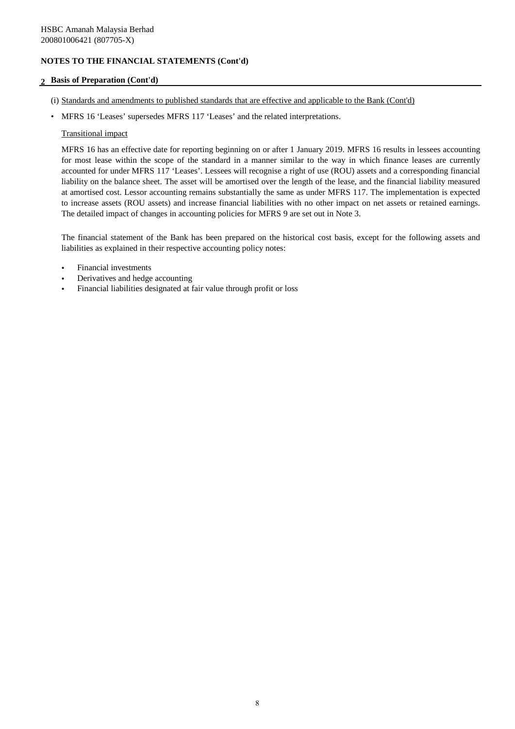HSBC Amanah Malaysia Berhad
200801006421 (807705-X)

## NOTES TO THE FINANCIAL STATEMENTS (Cont'd)

### 2 Basis of Preparation (Cont'd)

(i) Standards and amendments to published standards that are effective and applicable to the Bank (Cont'd)

- MFRS 16 ‘Leases’ supersedes MFRS 117 ‘Leases’ and the related interpretations.

  Transitional impact

  MFRS 16 has an effective date for reporting beginning on or after 1 January 2019. MFRS 16 results in lessees accounting for most lease within the scope of the standard in a manner similar to the way in which finance leases are currently accounted for under MFRS 117 ‘Leases’. Lessees will recognise a right of use (ROU) assets and a corresponding financial liability on the balance sheet. The asset will be amortised over the length of the lease, and the financial liability measured at amortised cost. Lessor accounting remains substantially the same as under MFRS 117. The implementation is expected to increase assets (ROU assets) and increase financial liabilities with no other impact on net assets or retained earnings. The detailed impact of changes in accounting policies for MFRS 9 are set out in Note 3.

The financial statement of the Bank has been prepared on the historical cost basis, except for the following assets and liabilities as explained in their respective accounting policy notes:

- Financial investments
- Derivatives and hedge accounting
- Financial liabilities designated at fair value through profit or loss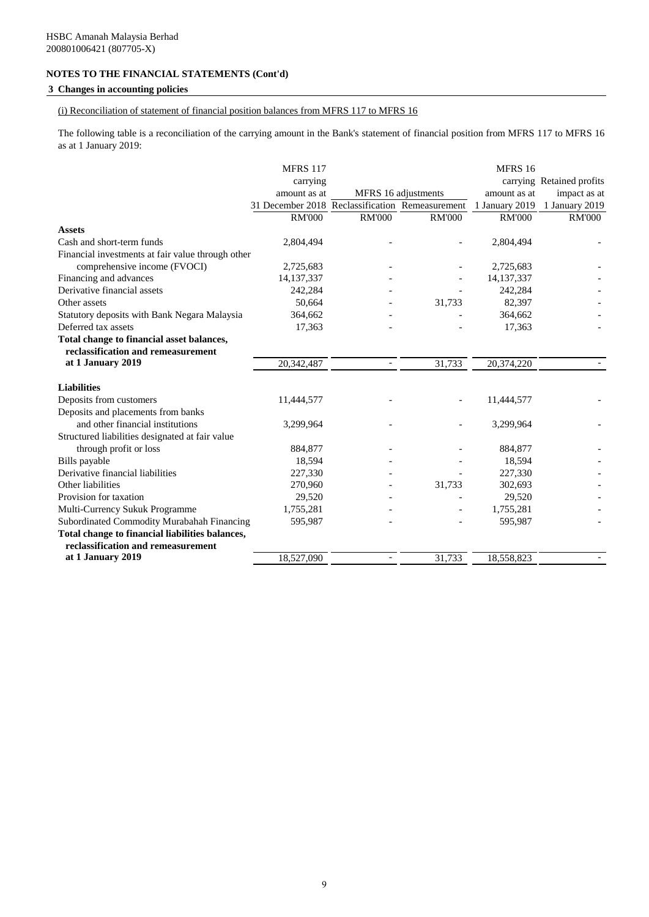HSBC Amanah Malaysia Berhad
200801006421 (807705-X)

**NOTES TO THE FINANCIAL STATEMENTS (Cont'd)**

**3 Changes in accounting policies**

(i) Reconciliation of statement of financial position balances from MFRS 117 to MFRS 16

The following table is a reconciliation of the carrying amount in the Bank's statement of financial position from MFRS 117 to MFRS 16 as at 1 January 2019:

| | MFRS 117 carrying amount as at 31 December 2018 | MFRS 16 adjustments | | MFRS 16 carrying amount as at 1 January 2019 | Retained profits impact as at 1 January 2019 |
|---|---|---|---|---|---|
| | | Reclassification | Remeasurement | | |
| | RM'000 | RM'000 | RM'000 | RM'000 | RM'000 |
| **Assets** | | | | | |
| Cash and short-term funds | 2,804,494 | - | - | 2,804,494 | - |
| Financial investments at fair value through other comprehensive income (FVOCI) | 2,725,683 | - | - | 2,725,683 | - |
| Financing and advances | 14,137,337 | - | - | 14,137,337 | - |
| Derivative financial assets | 242,284 | - | - | 242,284 | - |
| Other assets | 50,664 | - | 31,733 | 82,397 | - |
| Statutory deposits with Bank Negara Malaysia | 364,662 | - | - | 364,662 | - |
| Deferred tax assets | 17,363 | - | - | 17,363 | - |
| **Total change to financial asset balances, reclassification and remeasurement at 1 January 2019** | 20,342,487 | - | 31,733 | 20,374,220 | - |
| **Liabilities** | | | | | |
| Deposits from customers | 11,444,577 | - | - | 11,444,577 | - |
| Deposits and placements from banks and other financial institutions | 3,299,964 | - | - | 3,299,964 | - |
| Structured liabilities designated at fair value through profit or loss | 884,877 | - | - | 884,877 | - |
| Bills payable | 18,594 | - | - | 18,594 | - |
| Derivative financial liabilities | 227,330 | - | - | 227,330 | - |
| Other liabilities | 270,960 | - | 31,733 | 302,693 | - |
| Provision for taxation | 29,520 | - | - | 29,520 | - |
| Multi-Currency Sukuk Programme | 1,755,281 | - | - | 1,755,281 | - |
| Subordinated Commodity Murabahah Financing | 595,987 | - | - | 595,987 | - |
| **Total change to financial liabilities balances, reclassification and remeasurement at 1 January 2019** | 18,527,090 | - | 31,733 | 18,558,823 | - |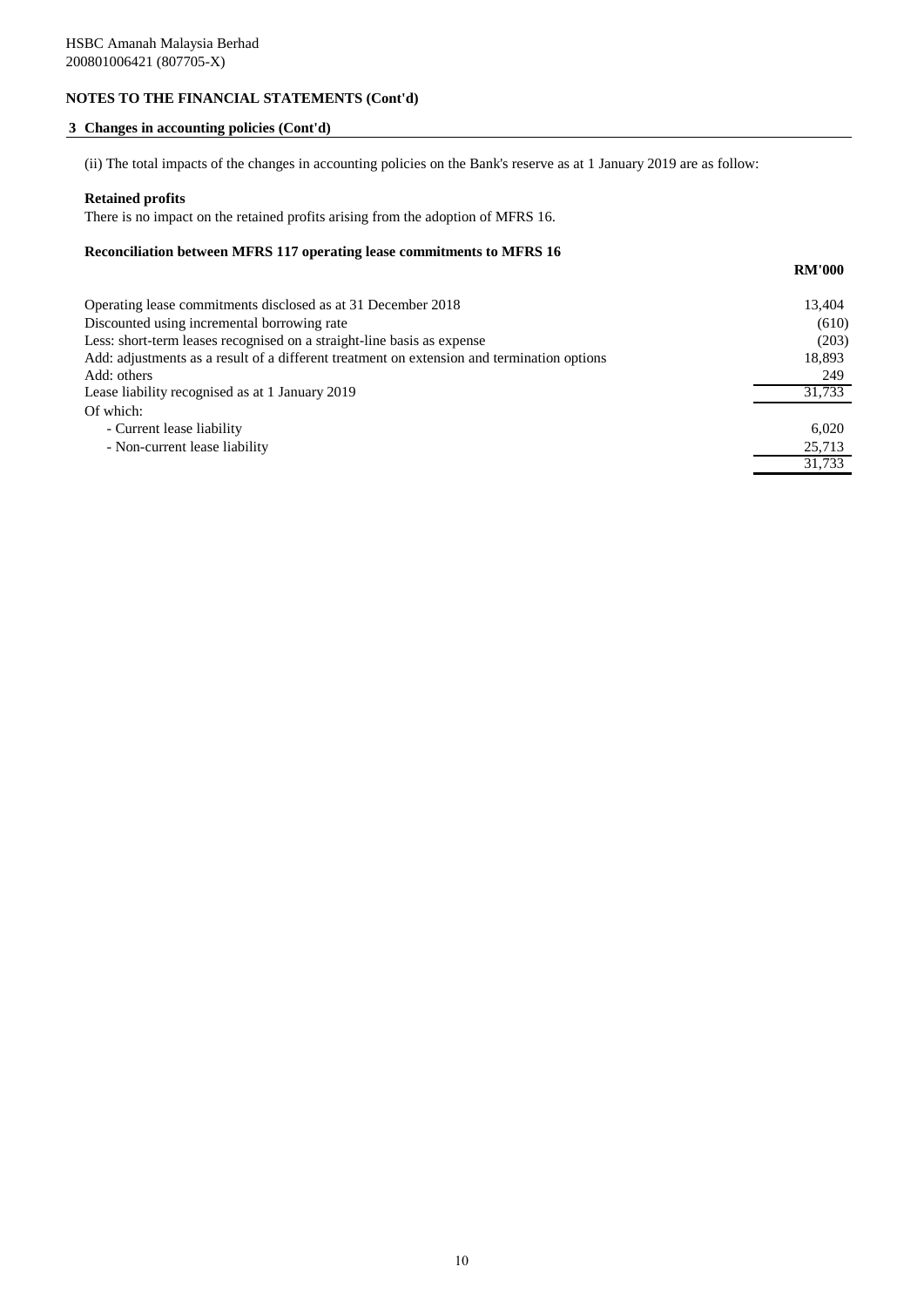HSBC Amanah Malaysia Berhad
200801006421 (807705-X)

**NOTES TO THE FINANCIAL STATEMENTS (Cont'd)**

## 3 Changes in accounting policies (Cont'd)

(ii) The total impacts of the changes in accounting policies on the Bank's reserve as at 1 January 2019 are as follow:

**Retained profits**

There is no impact on the retained profits arising from the adoption of MFRS 16.

**Reconciliation between MFRS 117 operating lease commitments to MFRS 16**

| | RM'000 |
|---|---|
| Operating lease commitments disclosed as at 31 December 2018 | 13,404 |
| Discounted using incremental borrowing rate | (610) |
| Less: short-term leases recognised on a straight-line basis as expense | (203) |
| Add: adjustments as a result of a different treatment on extension and termination options | 18,893 |
| Add: others | 249 |
| Lease liability recognised as at 1 January 2019 | 31,733 |
| Of which: | |
| - Current lease liability | 6,020 |
| - Non-current lease liability | 25,713 |
| | 31,733 |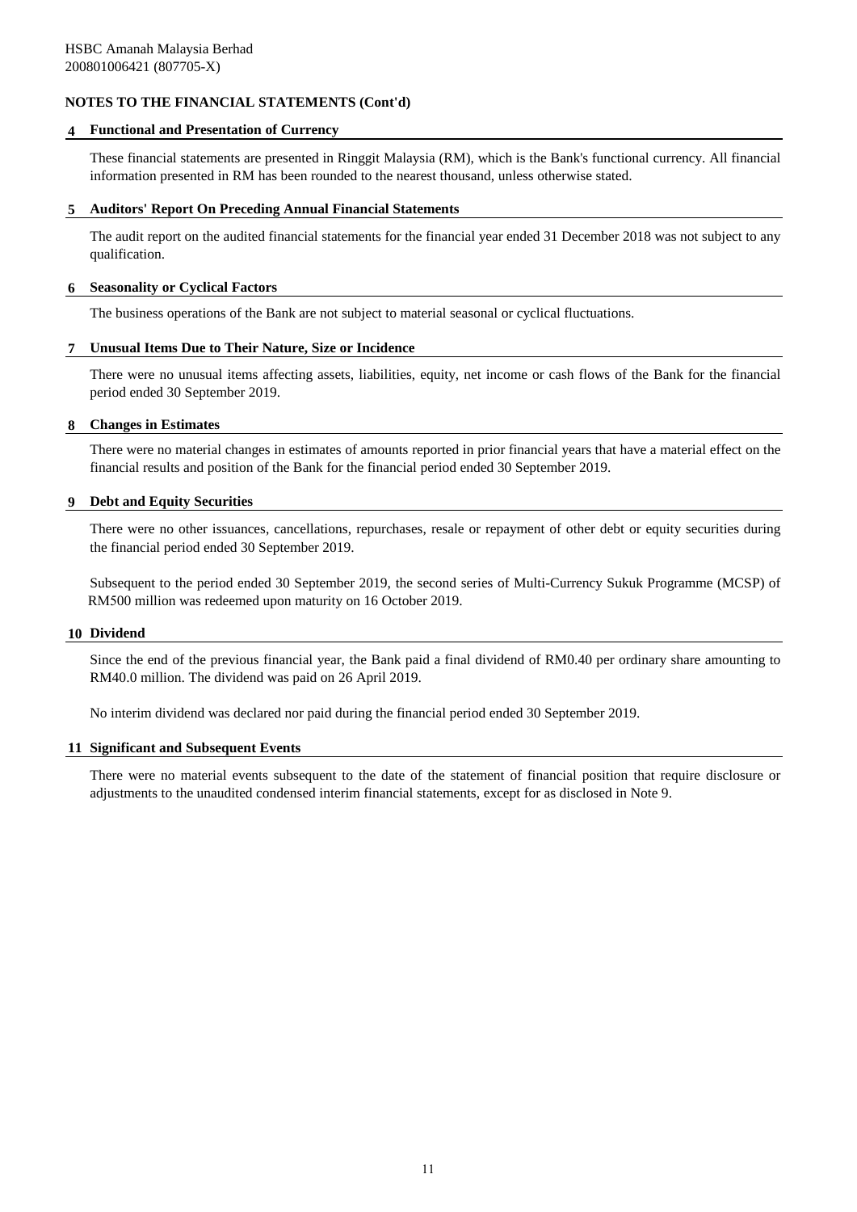## NOTES TO THE FINANCIAL STATEMENTS (Cont'd)

### 4 Functional and Presentation of Currency

These financial statements are presented in Ringgit Malaysia (RM), which is the Bank's functional currency. All financial information presented in RM has been rounded to the nearest thousand, unless otherwise stated.

### 5 Auditors' Report On Preceding Annual Financial Statements

The audit report on the audited financial statements for the financial year ended 31 December 2018 was not subject to any qualification.

### 6 Seasonality or Cyclical Factors

The business operations of the Bank are not subject to material seasonal or cyclical fluctuations.

### 7 Unusual Items Due to Their Nature, Size or Incidence

There were no unusual items affecting assets, liabilities, equity, net income or cash flows of the Bank for the financial period ended 30 September 2019.

### 8 Changes in Estimates

There were no material changes in estimates of amounts reported in prior financial years that have a material effect on the financial results and position of the Bank for the financial period ended 30 September 2019.

### 9 Debt and Equity Securities

There were no other issuances, cancellations, repurchases, resale or repayment of other debt or equity securities during the financial period ended 30 September 2019.

Subsequent to the period ended 30 September 2019, the second series of Multi-Currency Sukuk Programme (MCSP) of RM500 million was redeemed upon maturity on 16 October 2019.

### 10 Dividend

Since the end of the previous financial year, the Bank paid a final dividend of RM0.40 per ordinary share amounting to RM40.0 million. The dividend was paid on 26 April 2019.

No interim dividend was declared nor paid during the financial period ended 30 September 2019.

### 11 Significant and Subsequent Events

There were no material events subsequent to the date of the statement of financial position that require disclosure or adjustments to the unaudited condensed interim financial statements, except for as disclosed in Note 9.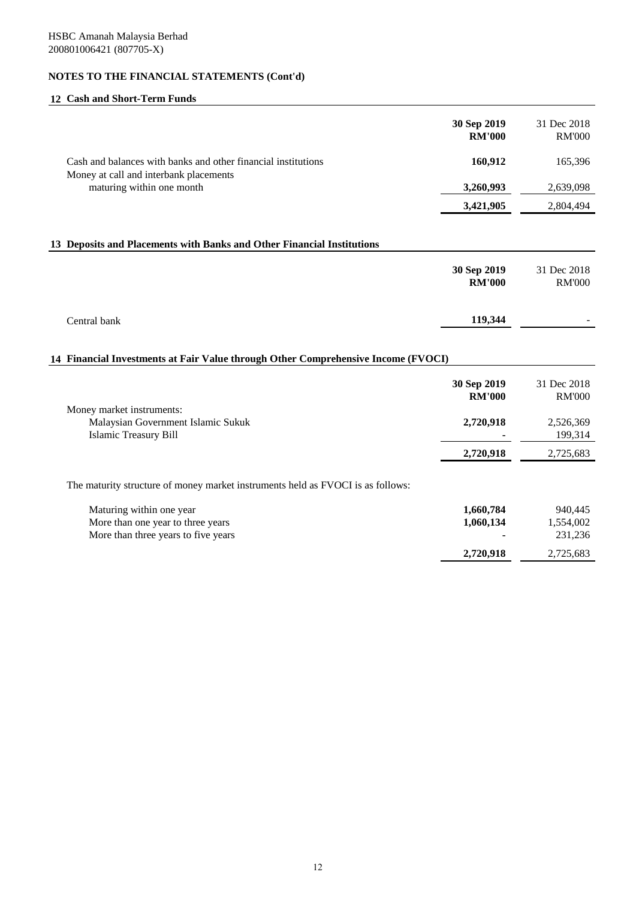HSBC Amanah Malaysia Berhad
200801006421 (807705-X)

## NOTES TO THE FINANCIAL STATEMENTS (Cont'd)

### 12 Cash and Short-Term Funds

| | **30 Sep 2019 RM'000** | 31 Dec 2018 RM'000 |
|---|---|---|
| Cash and balances with banks and other financial institutions | **160,912** | 165,396 |
| Money at call and interbank placements maturing within one month | **3,260,993** | 2,639,098 |
| | **3,421,905** | 2,804,494 |

### 13 Deposits and Placements with Banks and Other Financial Institutions

| | **30 Sep 2019 RM'000** | 31 Dec 2018 RM'000 |
|---|---|---|
| Central bank | **119,344** | - |

### 14 Financial Investments at Fair Value through Other Comprehensive Income (FVOCI)

| | **30 Sep 2019 RM'000** | 31 Dec 2018 RM'000 |
|---|---|---|
| Money market instruments: | | |
| Malaysian Government Islamic Sukuk | **2,720,918** | 2,526,369 |
| Islamic Treasury Bill | **-** | 199,314 |
| | **2,720,918** | 2,725,683 |

The maturity structure of money market instruments held as FVOCI is as follows:

| | **30 Sep 2019 RM'000** | 31 Dec 2018 RM'000 |
|---|---|---|
| Maturing within one year | **1,660,784** | 940,445 |
| More than one year to three years | **1,060,134** | 1,554,002 |
| More than three years to five years | **-** | 231,236 |
| | **2,720,918** | 2,725,683 |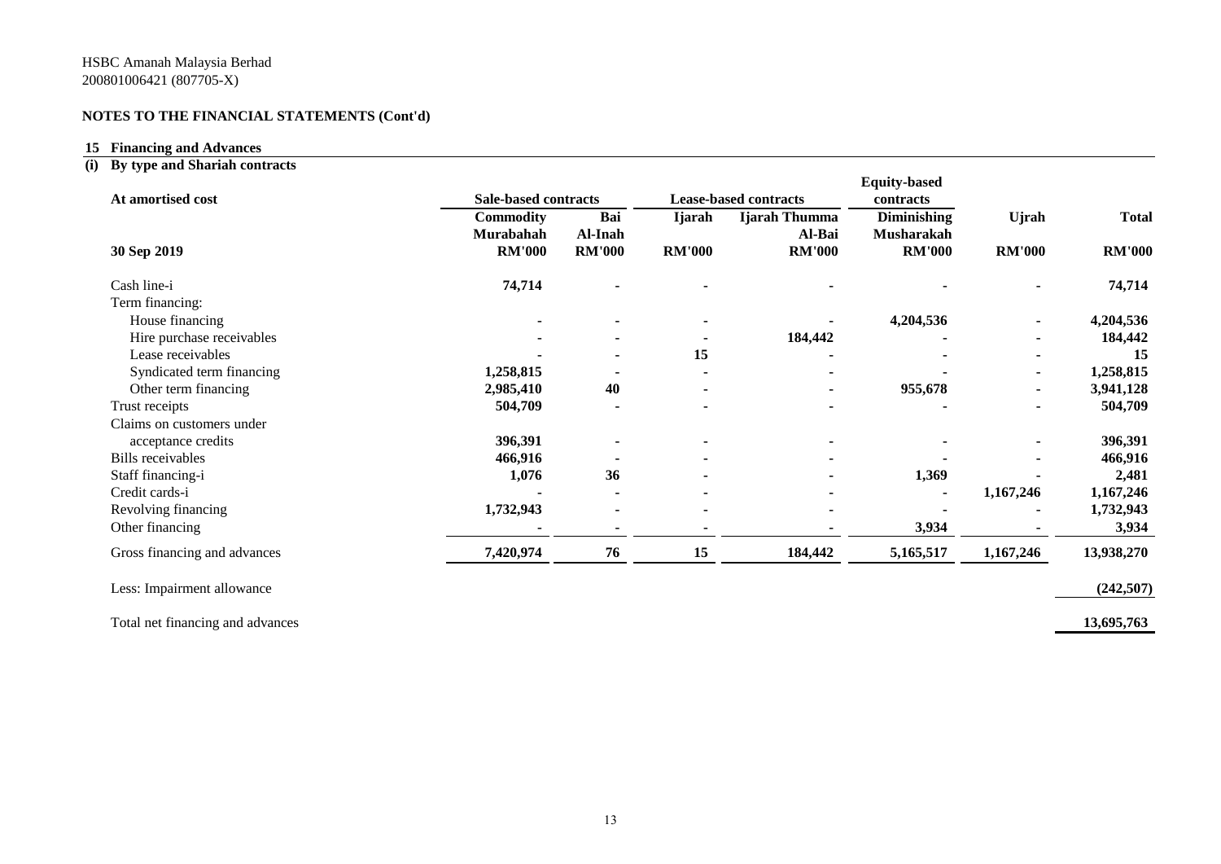HSBC Amanah Malaysia Berhad
200801006421 (807705-X)

## NOTES TO THE FINANCIAL STATEMENTS (Cont'd)

### 15 Financing and Advances

#### (i) By type and Shariah contracts

| At amortised cost | Sale-based contracts | | Lease-based contracts | | Equity-based contracts | | |
|---|---|---|---|---|---|---|---|
| | Commodity Murabahah | Bai Al-Inah | Ijarah | Ijarah Thumma Al-Bai | Diminishing Musharakah | Ujrah | Total |
| **30 Sep 2019** | **RM'000** | **RM'000** | **RM'000** | **RM'000** | **RM'000** | **RM'000** | **RM'000** |
| Cash line-i | 74,714 | - | - | - | - | - | 74,714 |
| Term financing: | | | | | | | |
| House financing | - | - | - | - | 4,204,536 | - | 4,204,536 |
| Hire purchase receivables | - | - | - | 184,442 | - | - | 184,442 |
| Lease receivables | - | - | 15 | - | - | - | 15 |
| Syndicated term financing | 1,258,815 | - | - | - | - | - | 1,258,815 |
| Other term financing | 2,985,410 | 40 | - | - | 955,678 | - | 3,941,128 |
| Trust receipts | 504,709 | - | - | - | - | - | 504,709 |
| Claims on customers under acceptance credits | 396,391 | - | - | - | - | - | 396,391 |
| Bills receivables | 466,916 | - | - | - | - | - | 466,916 |
| Staff financing-i | 1,076 | 36 | - | - | 1,369 | - | 2,481 |
| Credit cards-i | - | - | - | - | - | 1,167,246 | 1,167,246 |
| Revolving financing | 1,732,943 | - | - | - | - | - | 1,732,943 |
| Other financing | - | - | - | - | 3,934 | - | 3,934 |
| Gross financing and advances | 7,420,974 | 76 | 15 | 184,442 | 5,165,517 | 1,167,246 | 13,938,270 |
| Less: Impairment allowance | | | | | | | (242,507) |
| Total net financing and advances | | | | | | | 13,695,763 |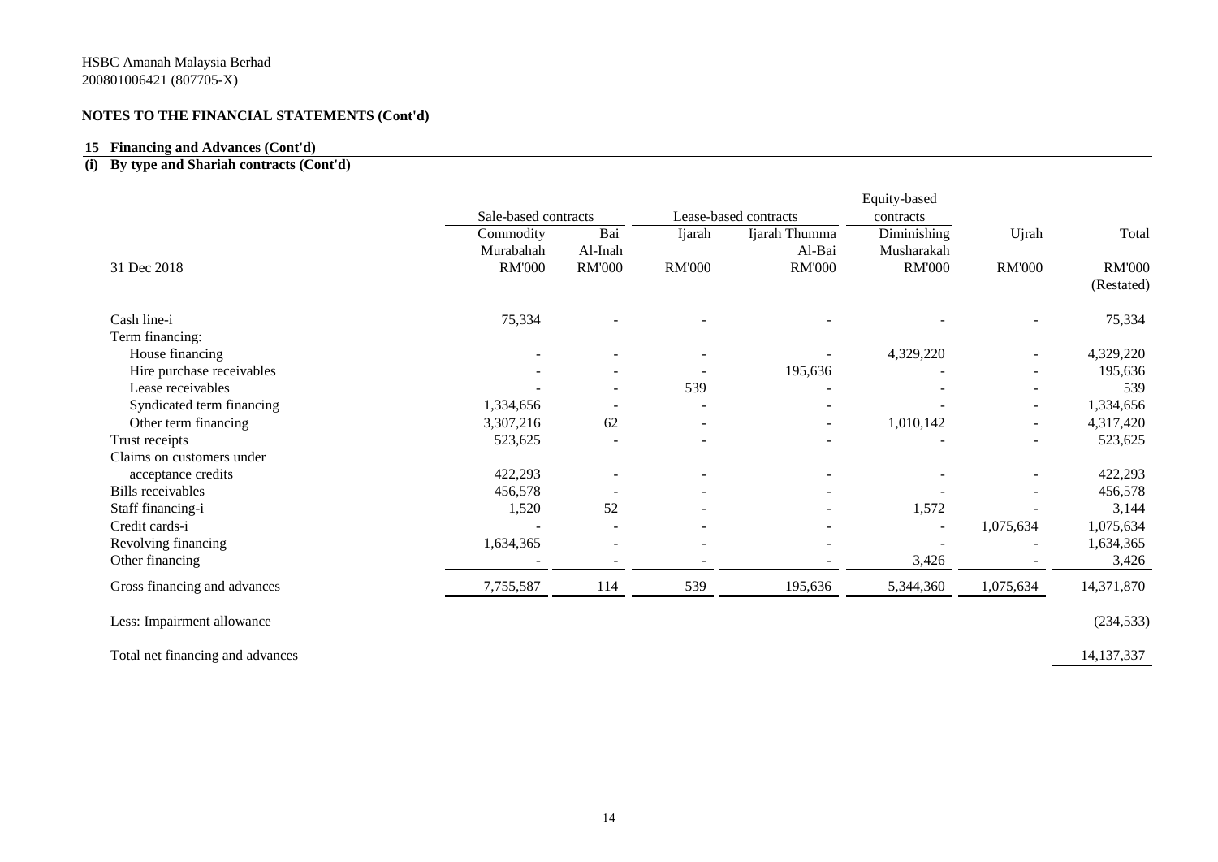HSBC Amanah Malaysia Berhad
200801006421 (807705-X)

## NOTES TO THE FINANCIAL STATEMENTS (Cont'd)

### 15 Financing and Advances (Cont'd)

### (i) By type and Shariah contracts (Cont'd)

| | Sale-based contracts | | Lease-based contracts | | Equity-based contracts | | |
|---|---|---|---|---|---|---|---|
| | Commodity Murabahah | Bai Al-Inah | Ijarah | Ijarah Thumma Al-Bai | Diminishing Musharakah | Ujrah | Total |
| 31 Dec 2018 | RM'000 | RM'000 | RM'000 | RM'000 | RM'000 | RM'000 | RM'000 (Restated) |
| Cash line-i | 75,334 | - | - | - | - | - | 75,334 |
| Term financing: | | | | | | | |
| House financing | - | - | - | - | 4,329,220 | - | 4,329,220 |
| Hire purchase receivables | - | - | - | 195,636 | - | - | 195,636 |
| Lease receivables | - | - | 539 | - | - | - | 539 |
| Syndicated term financing | 1,334,656 | - | - | - | - | - | 1,334,656 |
| Other term financing | 3,307,216 | 62 | - | - | 1,010,142 | - | 4,317,420 |
| Trust receipts | 523,625 | - | - | - | - | - | 523,625 |
| Claims on customers under acceptance credits | 422,293 | - | - | - | - | - | 422,293 |
| Bills receivables | 456,578 | - | - | - | - | - | 456,578 |
| Staff financing-i | 1,520 | 52 | - | - | 1,572 | - | 3,144 |
| Credit cards-i | - | - | - | - | - | 1,075,634 | 1,075,634 |
| Revolving financing | 1,634,365 | - | - | - | - | - | 1,634,365 |
| Other financing | - | - | - | - | 3,426 | - | 3,426 |
| Gross financing and advances | 7,755,587 | 114 | 539 | 195,636 | 5,344,360 | 1,075,634 | 14,371,870 |
| Less: Impairment allowance | | | | | | | (234,533) |
| Total net financing and advances | | | | | | | 14,137,337 |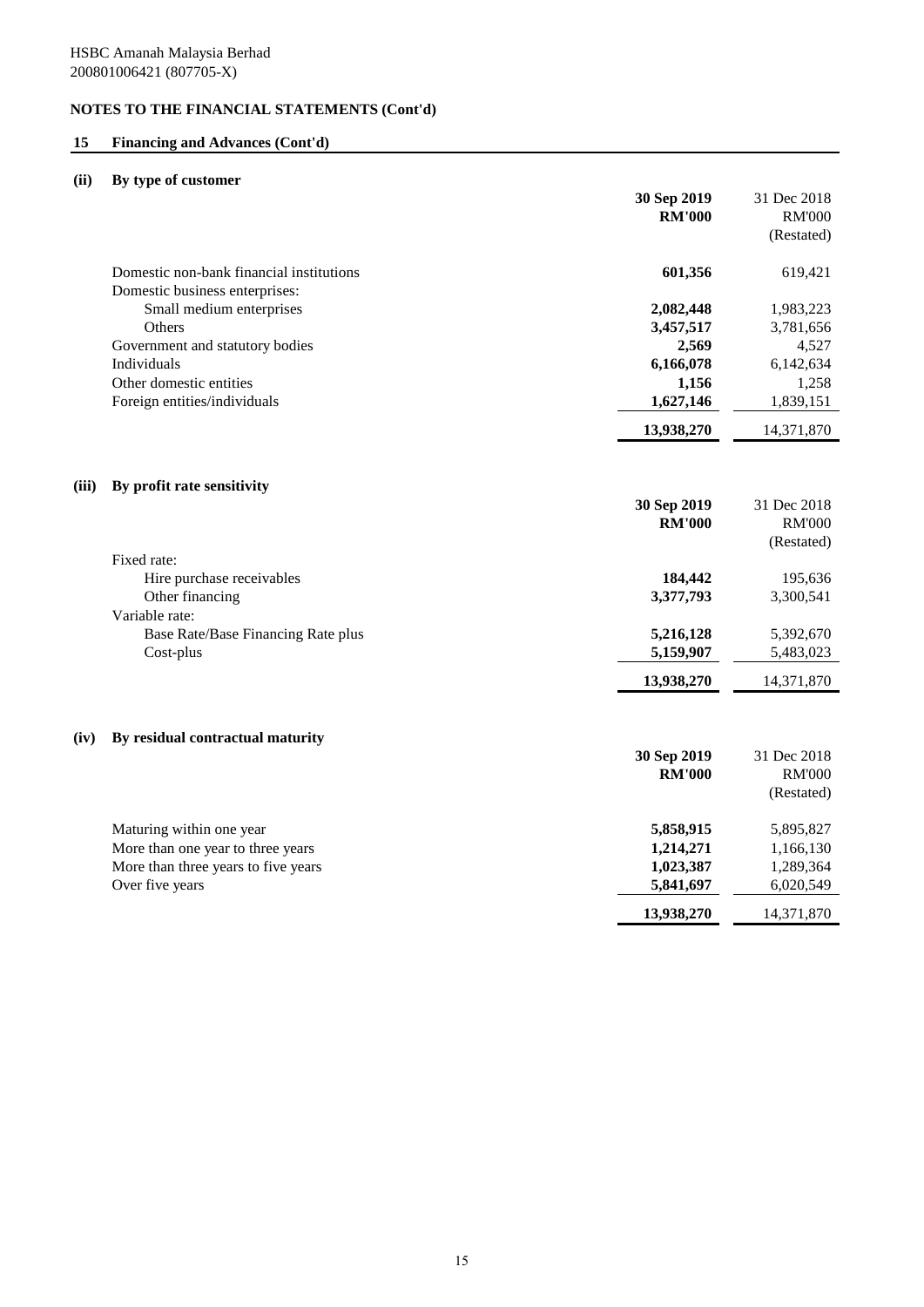HSBC Amanah Malaysia Berhad
200801006421 (807705-X)

**NOTES TO THE FINANCIAL STATEMENTS (Cont'd)**

## 15 Financing and Advances (Cont'd)

### (ii) By type of customer

| | **30 Sep 2019** | 31 Dec 2018 |
|---|---|---|
| | **RM'000** | RM'000 |
| | | (Restated) |
| Domestic non-bank financial institutions | **601,356** | 619,421 |
| Domestic business enterprises: | | |
| Small medium enterprises | **2,082,448** | 1,983,223 |
| Others | **3,457,517** | 3,781,656 |
| Government and statutory bodies | **2,569** | 4,527 |
| Individuals | **6,166,078** | 6,142,634 |
| Other domestic entities | **1,156** | 1,258 |
| Foreign entities/individuals | **1,627,146** | 1,839,151 |
| | **13,938,270** | 14,371,870 |

### (iii) By profit rate sensitivity

| | **30 Sep 2019** | 31 Dec 2018 |
|---|---|---|
| | **RM'000** | RM'000 |
| | | (Restated) |
| Fixed rate: | | |
| Hire purchase receivables | **184,442** | 195,636 |
| Other financing | **3,377,793** | 3,300,541 |
| Variable rate: | | |
| Base Rate/Base Financing Rate plus | **5,216,128** | 5,392,670 |
| Cost-plus | **5,159,907** | 5,483,023 |
| | **13,938,270** | 14,371,870 |

### (iv) By residual contractual maturity

| | **30 Sep 2019** | 31 Dec 2018 |
|---|---|---|
| | **RM'000** | RM'000 |
| | | (Restated) |
| Maturing within one year | **5,858,915** | 5,895,827 |
| More than one year to three years | **1,214,271** | 1,166,130 |
| More than three years to five years | **1,023,387** | 1,289,364 |
| Over five years | **5,841,697** | 6,020,549 |
| | **13,938,270** | 14,371,870 |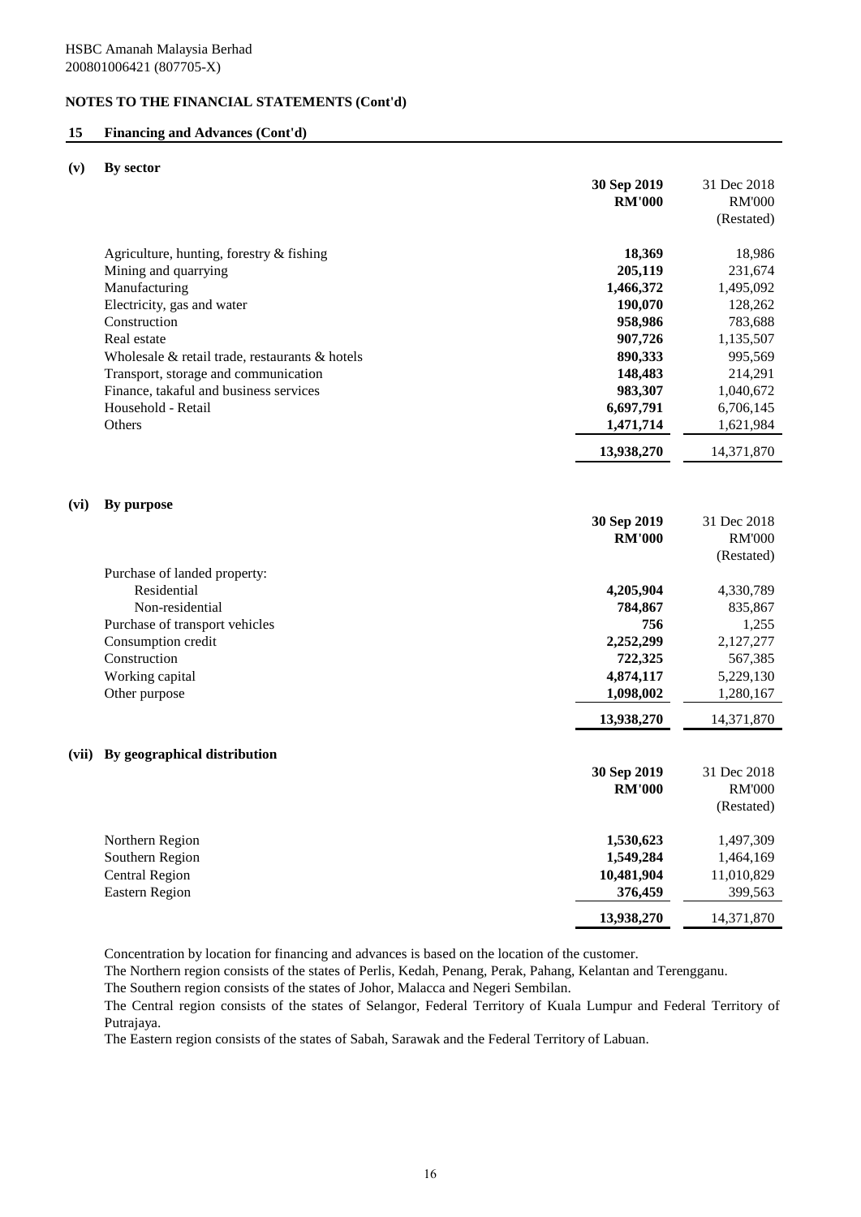HSBC Amanah Malaysia Berhad
200801006421 (807705-X)

**NOTES TO THE FINANCIAL STATEMENTS (Cont'd)**

**15 Financing and Advances (Cont'd)**

**(v) By sector**

| | **30 Sep 2019 RM'000** | 31 Dec 2018 RM'000 (Restated) |
|---|---|---|
| Agriculture, hunting, forestry & fishing | **18,369** | 18,986 |
| Mining and quarrying | **205,119** | 231,674 |
| Manufacturing | **1,466,372** | 1,495,092 |
| Electricity, gas and water | **190,070** | 128,262 |
| Construction | **958,986** | 783,688 |
| Real estate | **907,726** | 1,135,507 |
| Wholesale & retail trade, restaurants & hotels | **890,333** | 995,569 |
| Transport, storage and communication | **148,483** | 214,291 |
| Finance, takaful and business services | **983,307** | 1,040,672 |
| Household - Retail | **6,697,791** | 6,706,145 |
| Others | **1,471,714** | 1,621,984 |
| | **13,938,270** | 14,371,870 |

**(vi) By purpose**

| | **30 Sep 2019 RM'000** | 31 Dec 2018 RM'000 (Restated) |
|---|---|---|
| Purchase of landed property: | | |
| Residential | **4,205,904** | 4,330,789 |
| Non-residential | **784,867** | 835,867 |
| Purchase of transport vehicles | **756** | 1,255 |
| Consumption credit | **2,252,299** | 2,127,277 |
| Construction | **722,325** | 567,385 |
| Working capital | **4,874,117** | 5,229,130 |
| Other purpose | **1,098,002** | 1,280,167 |
| | **13,938,270** | 14,371,870 |

**(vii) By geographical distribution**

| | **30 Sep 2019 RM'000** | 31 Dec 2018 RM'000 (Restated) |
|---|---|---|
| Northern Region | **1,530,623** | 1,497,309 |
| Southern Region | **1,549,284** | 1,464,169 |
| Central Region | **10,481,904** | 11,010,829 |
| Eastern Region | **376,459** | 399,563 |
| | **13,938,270** | 14,371,870 |

Concentration by location for financing and advances is based on the location of the customer.

The Northern region consists of the states of Perlis, Kedah, Penang, Perak, Pahang, Kelantan and Terengganu.

The Southern region consists of the states of Johor, Malacca and Negeri Sembilan.

The Central region consists of the states of Selangor, Federal Territory of Kuala Lumpur and Federal Territory of Putrajaya.

The Eastern region consists of the states of Sabah, Sarawak and the Federal Territory of Labuan.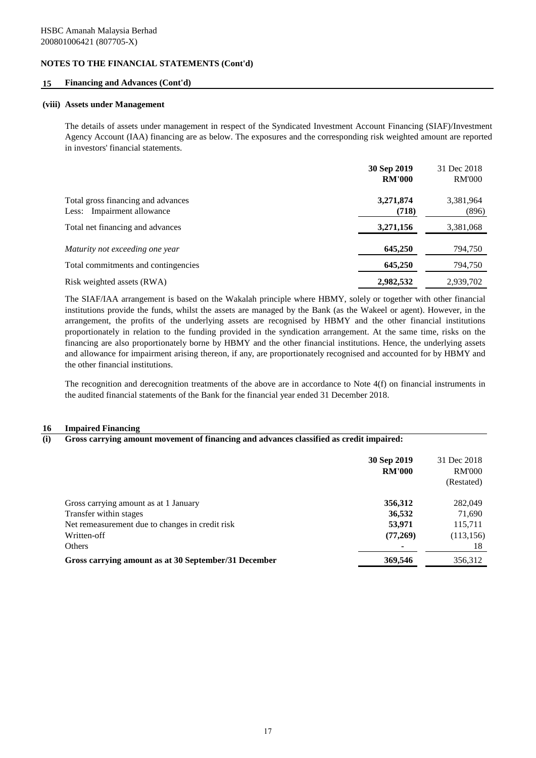HSBC Amanah Malaysia Berhad
200801006421 (807705-X)

**NOTES TO THE FINANCIAL STATEMENTS (Cont'd)**

## 15 Financing and Advances (Cont'd)

### (viii) Assets under Management

The details of assets under management in respect of the Syndicated Investment Account Financing (SIAF)/Investment Agency Account (IAA) financing are as below. The exposures and the corresponding risk weighted amount are reported in investors' financial statements.

| | **30 Sep 2019 RM'000** | 31 Dec 2018 RM'000 |
|---|---|---|
| Total gross financing and advances | **3,271,874** | 3,381,964 |
| Less: Impairment allowance | **(718)** | (896) |
| Total net financing and advances | **3,271,156** | 3,381,068 |
| *Maturity not exceeding one year* | **645,250** | 794,750 |
| Total commitments and contingencies | **645,250** | 794,750 |
| Risk weighted assets (RWA) | **2,982,532** | 2,939,702 |

The SIAF/IAA arrangement is based on the Wakalah principle where HBMY, solely or together with other financial institutions provide the funds, whilst the assets are managed by the Bank (as the Wakeel or agent). However, in the arrangement, the profits of the underlying assets are recognised by HBMY and the other financial institutions proportionately in relation to the funding provided in the syndication arrangement. At the same time, risks on the financing are also proportionately borne by HBMY and the other financial institutions. Hence, the underlying assets and allowance for impairment arising thereon, if any, are proportionately recognised and accounted for by HBMY and the other financial institutions.

The recognition and derecognition treatments of the above are in accordance to Note 4(f) on financial instruments in the audited financial statements of the Bank for the financial year ended 31 December 2018.

## 16 Impaired Financing

### (i) Gross carrying amount movement of financing and advances classified as credit impaired:

| | **30 Sep 2019 RM'000** | 31 Dec 2018 RM'000 (Restated) |
|---|---|---|
| Gross carrying amount as at 1 January | **356,312** | 282,049 |
| Transfer within stages | **36,532** | 71,690 |
| Net remeasurement due to changes in credit risk | **53,971** | 115,711 |
| Written-off | **(77,269)** | (113,156) |
| Others | **-** | 18 |
| **Gross carrying amount as at 30 September/31 December** | **369,546** | 356,312 |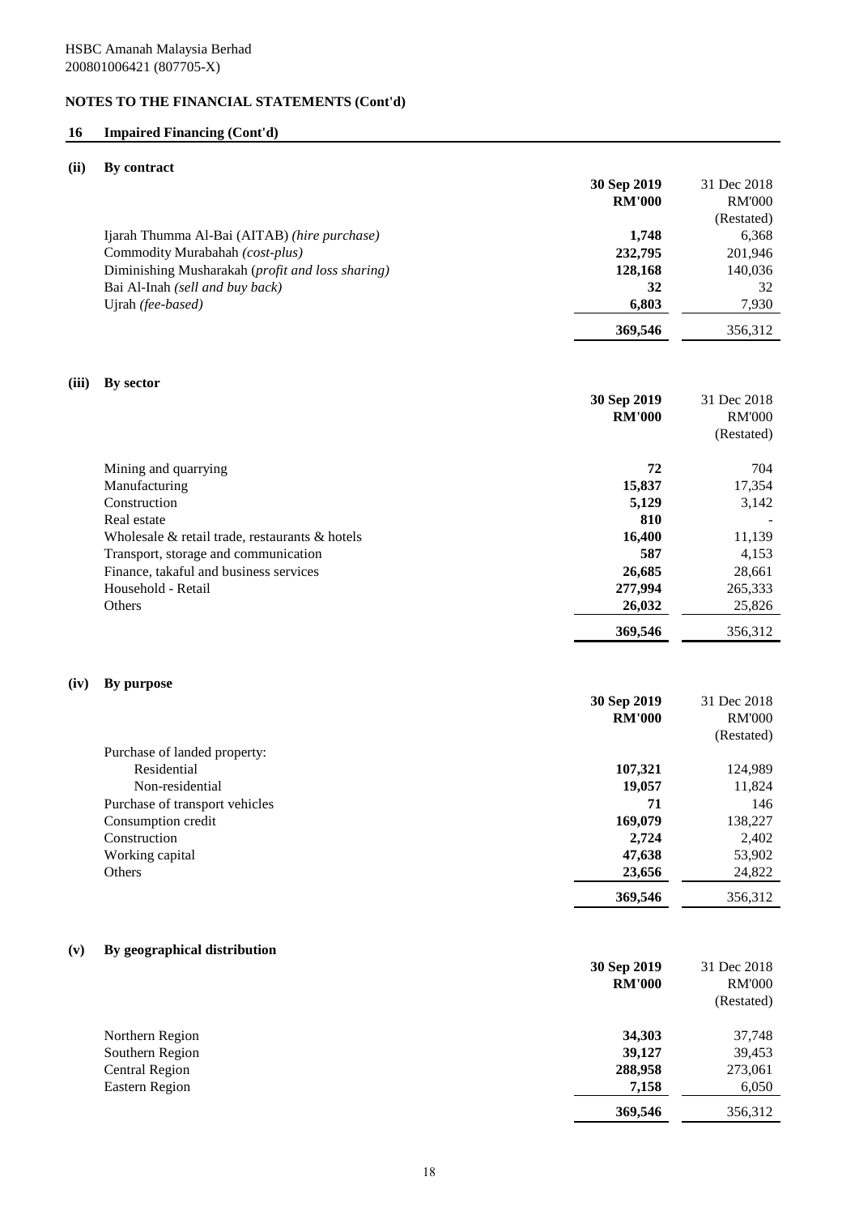HSBC Amanah Malaysia Berhad
200801006421 (807705-X)

## NOTES TO THE FINANCIAL STATEMENTS (Cont'd)

## 16 Impaired Financing (Cont'd)

### (ii) By contract

| | 30 Sep 2019 RM'000 | 31 Dec 2018 RM'000 (Restated) |
|---|---|---|
| Ijarah Thumma Al-Bai (AITAB) *(hire purchase)* | **1,748** | 6,368 |
| Commodity Murabahah *(cost-plus)* | **232,795** | 201,946 |
| Diminishing Musharakah (*profit and loss sharing)* | **128,168** | 140,036 |
| Bai Al-Inah *(sell and buy back)* | **32** | 32 |
| Ujrah *(fee-based)* | **6,803** | 7,930 |
| | **369,546** | 356,312 |

### (iii) By sector

| | 30 Sep 2019 RM'000 | 31 Dec 2018 RM'000 (Restated) |
|---|---|---|
| Mining and quarrying | **72** | 704 |
| Manufacturing | **15,837** | 17,354 |
| Construction | **5,129** | 3,142 |
| Real estate | **810** | - |
| Wholesale & retail trade, restaurants & hotels | **16,400** | 11,139 |
| Transport, storage and communication | **587** | 4,153 |
| Finance, takaful and business services | **26,685** | 28,661 |
| Household - Retail | **277,994** | 265,333 |
| Others | **26,032** | 25,826 |
| | **369,546** | 356,312 |

### (iv) By purpose

| | 30 Sep 2019 RM'000 | 31 Dec 2018 RM'000 (Restated) |
|---|---|---|
| Purchase of landed property: | | |
| Residential | **107,321** | 124,989 |
| Non-residential | **19,057** | 11,824 |
| Purchase of transport vehicles | **71** | 146 |
| Consumption credit | **169,079** | 138,227 |
| Construction | **2,724** | 2,402 |
| Working capital | **47,638** | 53,902 |
| Others | **23,656** | 24,822 |
| | **369,546** | 356,312 |

### (v) By geographical distribution

| | 30 Sep 2019 RM'000 | 31 Dec 2018 RM'000 (Restated) |
|---|---|---|
| Northern Region | **34,303** | 37,748 |
| Southern Region | **39,127** | 39,453 |
| Central Region | **288,958** | 273,061 |
| Eastern Region | **7,158** | 6,050 |
| | **369,546** | 356,312 |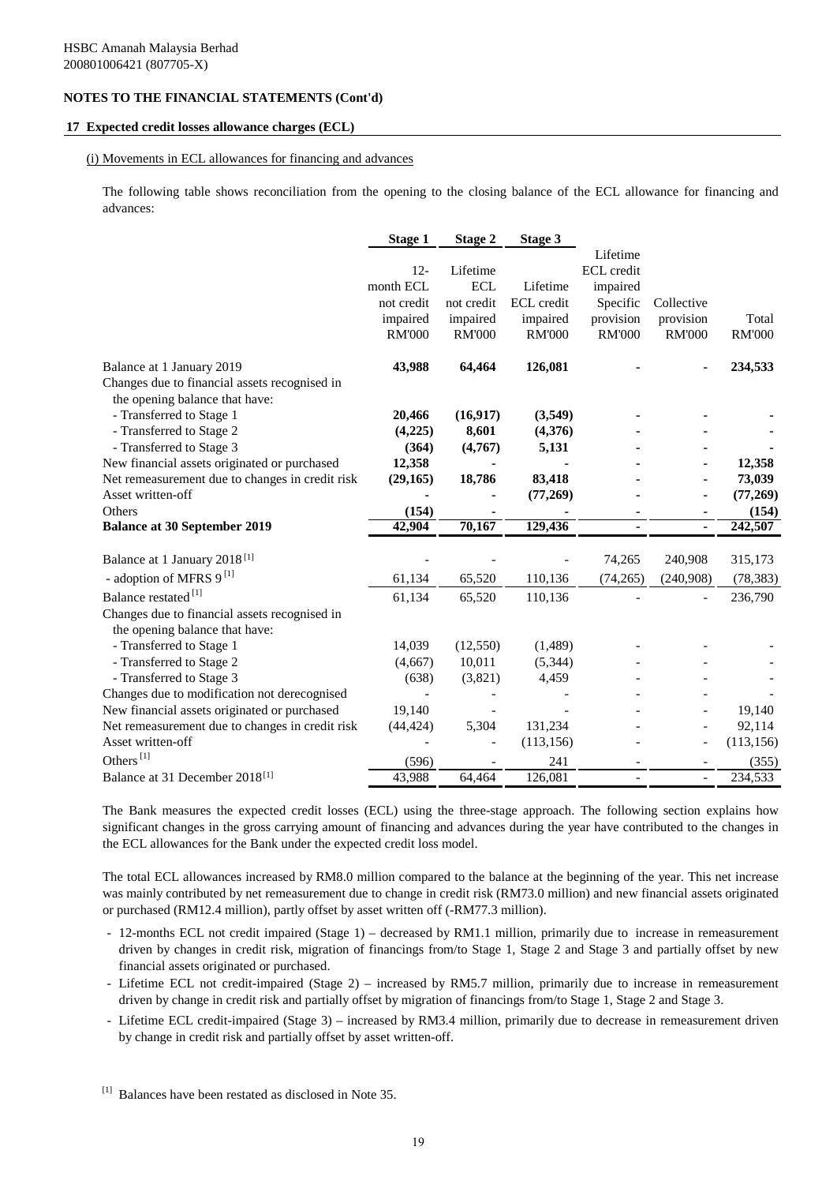HSBC Amanah Malaysia Berhad
200801006421 (807705-X)

**NOTES TO THE FINANCIAL STATEMENTS (Cont'd)**

**17 Expected credit losses allowance charges (ECL)**

(i) Movements in ECL allowances for financing and advances

The following table shows reconciliation from the opening to the closing balance of the ECL allowance for financing and advances:

| | Stage 1 | Stage 2 | Stage 3 | | | |
|---|---|---|---|---|---|---|
| | 12-month ECL not credit impaired RM'000 | Lifetime ECL not credit impaired RM'000 | Lifetime ECL credit impaired RM'000 | Lifetime ECL credit impaired Specific provision RM'000 | Collective provision RM'000 | Total RM'000 |
| Balance at 1 January 2019 | **43,988** | **64,464** | **126,081** | **-** | **-** | **234,533** |
| Changes due to financial assets recognised in the opening balance that have: | | | | | | |
| - Transferred to Stage 1 | **20,466** | **(16,917)** | **(3,549)** | **-** | **-** | **-** |
| - Transferred to Stage 2 | **(4,225)** | **8,601** | **(4,376)** | **-** | **-** | **-** |
| - Transferred to Stage 3 | **(364)** | **(4,767)** | **5,131** | **-** | **-** | **-** |
| New financial assets originated or purchased | **12,358** | **-** | **-** | **-** | **-** | **12,358** |
| Net remeasurement due to changes in credit risk | **(29,165)** | **18,786** | **83,418** | **-** | **-** | **73,039** |
| Asset written-off | **-** | **-** | **(77,269)** | **-** | **-** | **(77,269)** |
| Others | **(154)** | **-** | **-** | **-** | **-** | **(154)** |
| **Balance at 30 September 2019** | **42,904** | **70,167** | **129,436** | **-** | **-** | **242,507** |
| | | | | | | |
| Balance at 1 January 2018 [1] | - | - | - | 74,265 | 240,908 | 315,173 |
| - adoption of MFRS 9 [1] | 61,134 | 65,520 | 110,136 | (74,265) | (240,908) | (78,383) |
| Balance restated [1] | 61,134 | 65,520 | 110,136 | - | - | 236,790 |
| Changes due to financial assets recognised in the opening balance that have: | | | | | | |
| - Transferred to Stage 1 | 14,039 | (12,550) | (1,489) | - | - | - |
| - Transferred to Stage 2 | (4,667) | 10,011 | (5,344) | - | - | - |
| - Transferred to Stage 3 | (638) | (3,821) | 4,459 | - | - | - |
| Changes due to modification not derecognised | - | - | - | - | - | - |
| New financial assets originated or purchased | 19,140 | - | - | - | - | 19,140 |
| Net remeasurement due to changes in credit risk | (44,424) | 5,304 | 131,234 | - | - | 92,114 |
| Asset written-off | - | - | (113,156) | - | - | (113,156) |
| Others [1] | (596) | - | 241 | - | - | (355) |
| Balance at 31 December 2018 [1] | 43,988 | 64,464 | 126,081 | - | - | 234,533 |

The Bank measures the expected credit losses (ECL) using the three-stage approach. The following section explains how significant changes in the gross carrying amount of financing and advances during the year have contributed to the changes in the ECL allowances for the Bank under the expected credit loss model.

The total ECL allowances increased by RM8.0 million compared to the balance at the beginning of the year. This net increase was mainly contributed by net remeasurement due to change in credit risk (RM73.0 million) and new financial assets originated or purchased (RM12.4 million), partly offset by asset written off (-RM77.3 million).

- 12-months ECL not credit impaired (Stage 1) – decreased by RM1.1 million, primarily due to increase in remeasurement driven by changes in credit risk, migration of financings from/to Stage 1, Stage 2 and Stage 3 and partially offset by new financial assets originated or purchased.
- Lifetime ECL not credit-impaired (Stage 2) – increased by RM5.7 million, primarily due to increase in remeasurement driven by change in credit risk and partially offset by migration of financings from/to Stage 1, Stage 2 and Stage 3.
- Lifetime ECL credit-impaired (Stage 3) – increased by RM3.4 million, primarily due to decrease in remeasurement driven by change in credit risk and partially offset by asset written-off.

[1] Balances have been restated as disclosed in Note 35.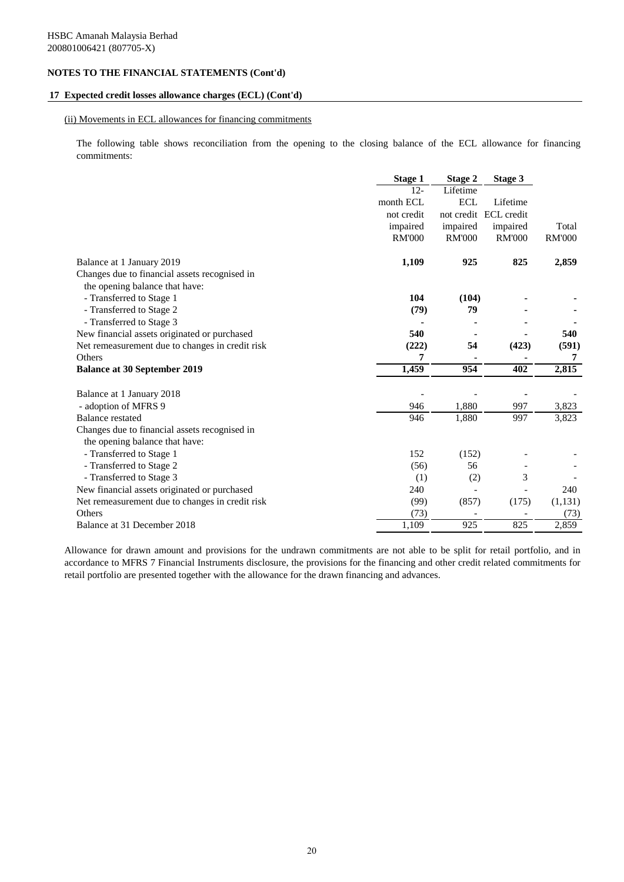HSBC Amanah Malaysia Berhad
200801006421 (807705-X)

**NOTES TO THE FINANCIAL STATEMENTS (Cont'd)**

**17 Expected credit losses allowance charges (ECL) (Cont'd)**

(ii) Movements in ECL allowances for financing commitments

The following table shows reconciliation from the opening to the closing balance of the ECL allowance for financing commitments:

| | **Stage 1** | **Stage 2** | **Stage 3** | |
|---|---|---|---|---|
| | 12-month ECL not credit impaired | Lifetime ECL not credit impaired | Lifetime ECL credit impaired | Total |
| | RM'000 | RM'000 | RM'000 | RM'000 |
| Balance at 1 January 2019 | **1,109** | **925** | **825** | **2,859** |
| Changes due to financial assets recognised in the opening balance that have: | | | | |
| - Transferred to Stage 1 | **104** | **(104)** | **-** | **-** |
| - Transferred to Stage 2 | **(79)** | **79** | **-** | **-** |
| - Transferred to Stage 3 | **-** | **-** | **-** | **-** |
| New financial assets originated or purchased | **540** | **-** | **-** | **540** |
| Net remeasurement due to changes in credit risk | **(222)** | **54** | **(423)** | **(591)** |
| Others | **7** | **-** | **-** | **7** |
| **Balance at 30 September 2019** | **1,459** | **954** | **402** | **2,815** |
| | | | | |
| Balance at 1 January 2018 | - | - | - | - |
| - adoption of MFRS 9 | 946 | 1,880 | 997 | 3,823 |
| Balance restated | 946 | 1,880 | 997 | 3,823 |
| Changes due to financial assets recognised in the opening balance that have: | | | | |
| - Transferred to Stage 1 | 152 | (152) | - | - |
| - Transferred to Stage 2 | (56) | 56 | - | - |
| - Transferred to Stage 3 | (1) | (2) | 3 | - |
| New financial assets originated or purchased | 240 | - | - | 240 |
| Net remeasurement due to changes in credit risk | (99) | (857) | (175) | (1,131) |
| Others | (73) | - | - | (73) |
| Balance at 31 December 2018 | 1,109 | 925 | 825 | 2,859 |

Allowance for drawn amount and provisions for the undrawn commitments are not able to be split for retail portfolio, and in accordance to MFRS 7 Financial Instruments disclosure, the provisions for the financing and other credit related commitments for retail portfolio are presented together with the allowance for the drawn financing and advances.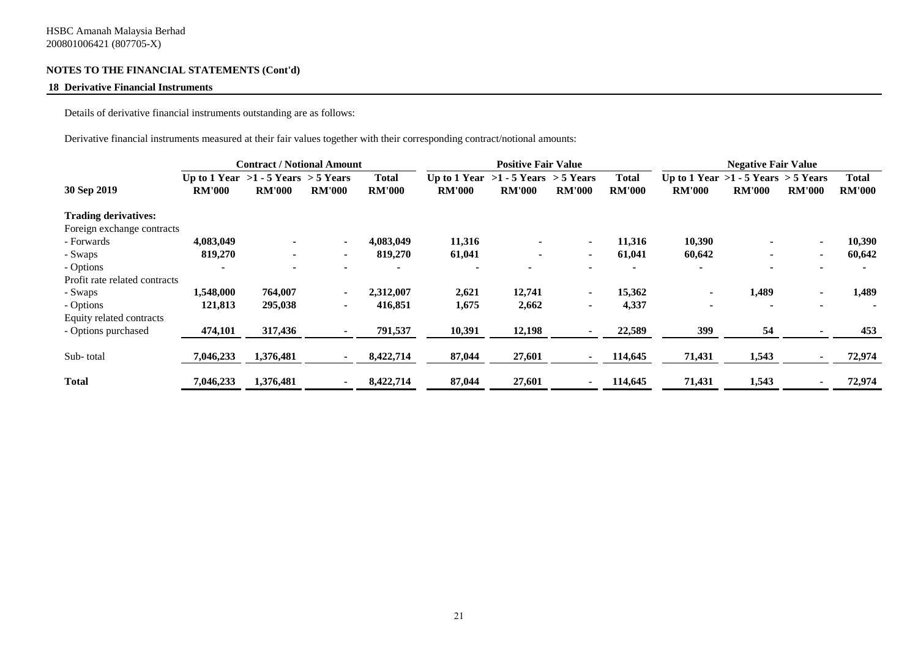HSBC Amanah Malaysia Berhad
200801006421 (807705-X)

## NOTES TO THE FINANCIAL STATEMENTS (Cont'd)

### 18 Derivative Financial Instruments

Details of derivative financial instruments outstanding are as follows:

Derivative financial instruments measured at their fair values together with their corresponding contract/notional amounts:

| | Contract / Notional Amount | | | | Positive Fair Value | | | | Negative Fair Value | | | |
|---|---|---|---|---|---|---|---|---|---|---|---|---|
| **30 Sep 2019** | **Up to 1 Year RM'000** | **>1 - 5 Years RM'000** | **> 5 Years RM'000** | **Total RM'000** | **Up to 1 Year RM'000** | **>1 - 5 Years RM'000** | **> 5 Years RM'000** | **Total RM'000** | **Up to 1 Year RM'000** | **>1 - 5 Years RM'000** | **> 5 Years RM'000** | **Total RM'000** |
| **Trading derivatives:** | | | | | | | | | | | | |
| Foreign exchange contracts | | | | | | | | | | | | |
| - Forwards | 4,083,049 | - | - | 4,083,049 | 11,316 | - | - | 11,316 | 10,390 | - | - | 10,390 |
| - Swaps | 819,270 | - | - | 819,270 | 61,041 | - | - | 61,041 | 60,642 | - | - | 60,642 |
| - Options | - | - | - | - | - | - | - | - | - | - | - | - |
| Profit rate related contracts | | | | | | | | | | | | |
| - Swaps | 1,548,000 | 764,007 | - | 2,312,007 | 2,621 | 12,741 | - | 15,362 | - | 1,489 | - | 1,489 |
| - Options | 121,813 | 295,038 | - | 416,851 | 1,675 | 2,662 | - | 4,337 | - | - | - | - |
| Equity related contracts | | | | | | | | | | | | |
| - Options purchased | 474,101 | 317,436 | - | 791,537 | 10,391 | 12,198 | - | 22,589 | 399 | 54 | - | 453 |
| Sub- total | 7,046,233 | 1,376,481 | - | 8,422,714 | 87,044 | 27,601 | - | 114,645 | 71,431 | 1,543 | - | 72,974 |
| **Total** | 7,046,233 | 1,376,481 | - | 8,422,714 | 87,044 | 27,601 | - | 114,645 | 71,431 | 1,543 | - | 72,974 |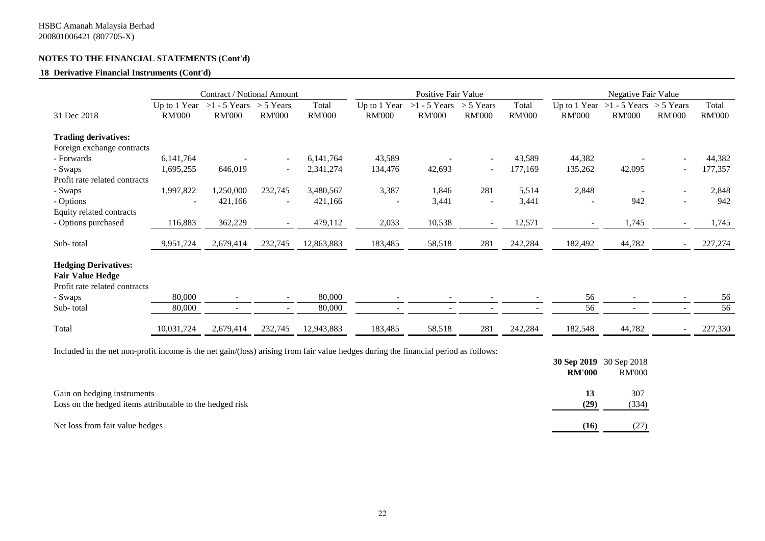HSBC Amanah Malaysia Berhad
200801006421 (807705-X)

## NOTES TO THE FINANCIAL STATEMENTS (Cont'd)

### 18 Derivative Financial Instruments (Cont'd)

| 31 Dec 2018 | Contract / Notional Amount | | | | Positive Fair Value | | | | Negative Fair Value | | | |
|---|---|---|---|---|---|---|---|---|---|---|---|---|
| | Up to 1 Year RM'000 | >1 - 5 Years RM'000 | > 5 Years RM'000 | Total RM'000 | Up to 1 Year RM'000 | >1 - 5 Years RM'000 | > 5 Years RM'000 | Total RM'000 | Up to 1 Year RM'000 | >1 - 5 Years RM'000 | > 5 Years RM'000 | Total RM'000 |
| **Trading derivatives:** | | | | | | | | | | | | |
| Foreign exchange contracts | | | | | | | | | | | | |
| - Forwards | 6,141,764 | - | - | 6,141,764 | 43,589 | - | - | 43,589 | 44,382 | - | - | 44,382 |
| - Swaps | 1,695,255 | 646,019 | - | 2,341,274 | 134,476 | 42,693 | - | 177,169 | 135,262 | 42,095 | - | 177,357 |
| Profit rate related contracts | | | | | | | | | | | | |
| - Swaps | 1,997,822 | 1,250,000 | 232,745 | 3,480,567 | 3,387 | 1,846 | 281 | 5,514 | 2,848 | - | - | 2,848 |
| - Options | - | 421,166 | - | 421,166 | - | 3,441 | - | 3,441 | - | 942 | - | 942 |
| Equity related contracts | | | | | | | | | | | | |
| - Options purchased | 116,883 | 362,229 | - | 479,112 | 2,033 | 10,538 | - | 12,571 | - | 1,745 | - | 1,745 |
| Sub- total | 9,951,724 | 2,679,414 | 232,745 | 12,863,883 | 183,485 | 58,518 | 281 | 242,284 | 182,492 | 44,782 | - | 227,274 |
| **Hedging Derivatives:** | | | | | | | | | | | | |
| **Fair Value Hedge** | | | | | | | | | | | | |
| Profit rate related contracts | | | | | | | | | | | | |
| - Swaps | 80,000 | - | - | 80,000 | - | - | - | - | 56 | - | - | 56 |
| Sub- total | 80,000 | - | - | 80,000 | - | - | - | - | 56 | - | - | 56 |
| Total | 10,031,724 | 2,679,414 | 232,745 | 12,943,883 | 183,485 | 58,518 | 281 | 242,284 | 182,548 | 44,782 | - | 227,330 |

Included in the net non-profit income is the net gain/(loss) arising from fair value hedges during the financial period as follows:

| | **30 Sep 2019 RM'000** | 30 Sep 2018 RM'000 |
|---|---|---|
| Gain on hedging instruments | **13** | 307 |
| Loss on the hedged items attributable to the hedged risk | **(29)** | (334) |
| Net loss from fair value hedges | **(16)** | (27) |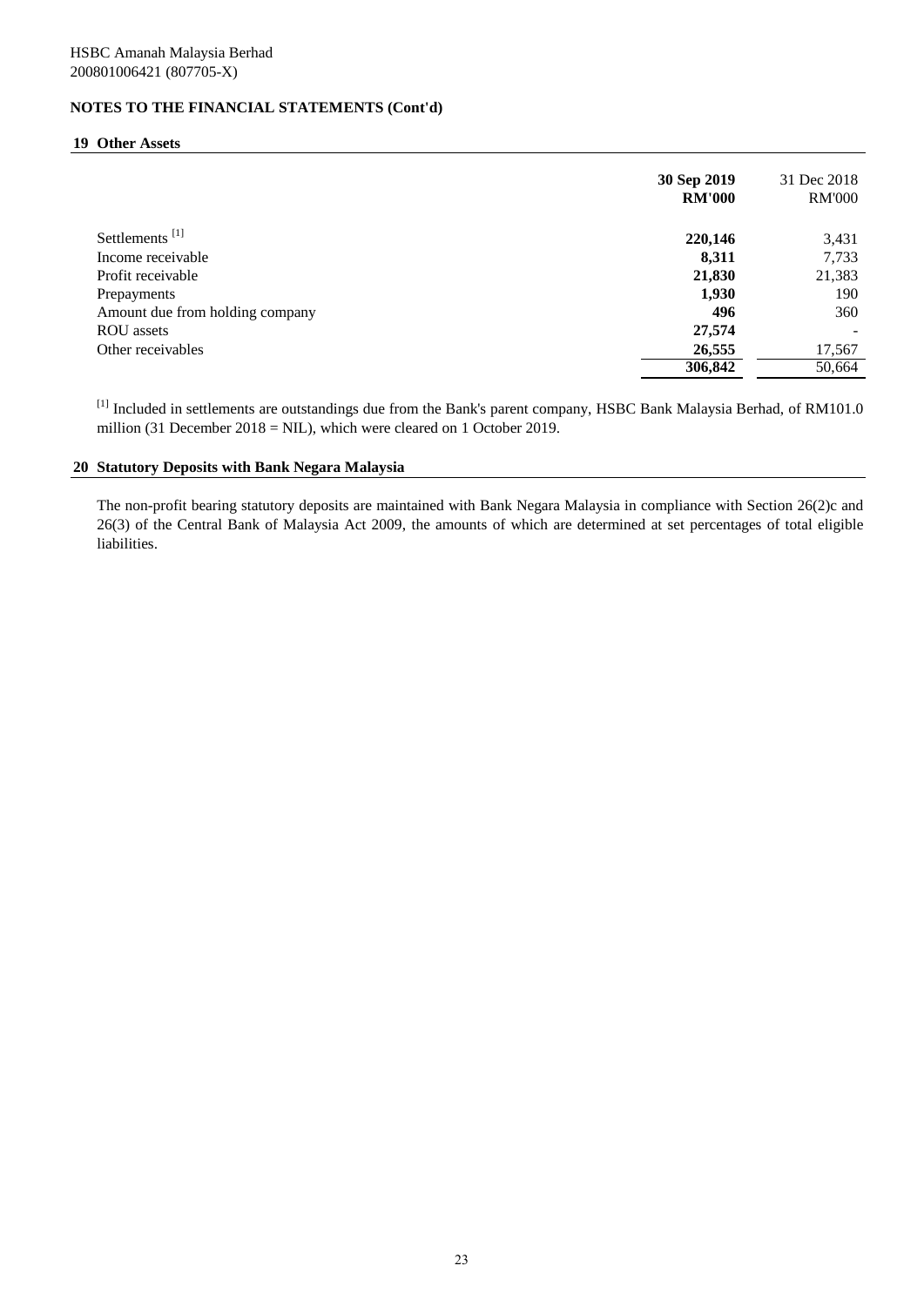HSBC Amanah Malaysia Berhad
200801006421 (807705-X)

**NOTES TO THE FINANCIAL STATEMENTS (Cont'd)**

## 19 Other Assets

| | **30 Sep 2019 RM'000** | 31 Dec 2018 RM'000 |
|---|---|---|
| Settlements [1] | **220,146** | 3,431 |
| Income receivable | **8,311** | 7,733 |
| Profit receivable | **21,830** | 21,383 |
| Prepayments | **1,930** | 190 |
| Amount due from holding company | **496** | 360 |
| ROU assets | **27,574** | - |
| Other receivables | **26,555** | 17,567 |
| | **306,842** | 50,664 |

[1] Included in settlements are outstandings due from the Bank's parent company, HSBC Bank Malaysia Berhad, of RM101.0 million (31 December 2018 = NIL), which were cleared on 1 October 2019.

## 20 Statutory Deposits with Bank Negara Malaysia

The non-profit bearing statutory deposits are maintained with Bank Negara Malaysia in compliance with Section 26(2)c and 26(3) of the Central Bank of Malaysia Act 2009, the amounts of which are determined at set percentages of total eligible liabilities.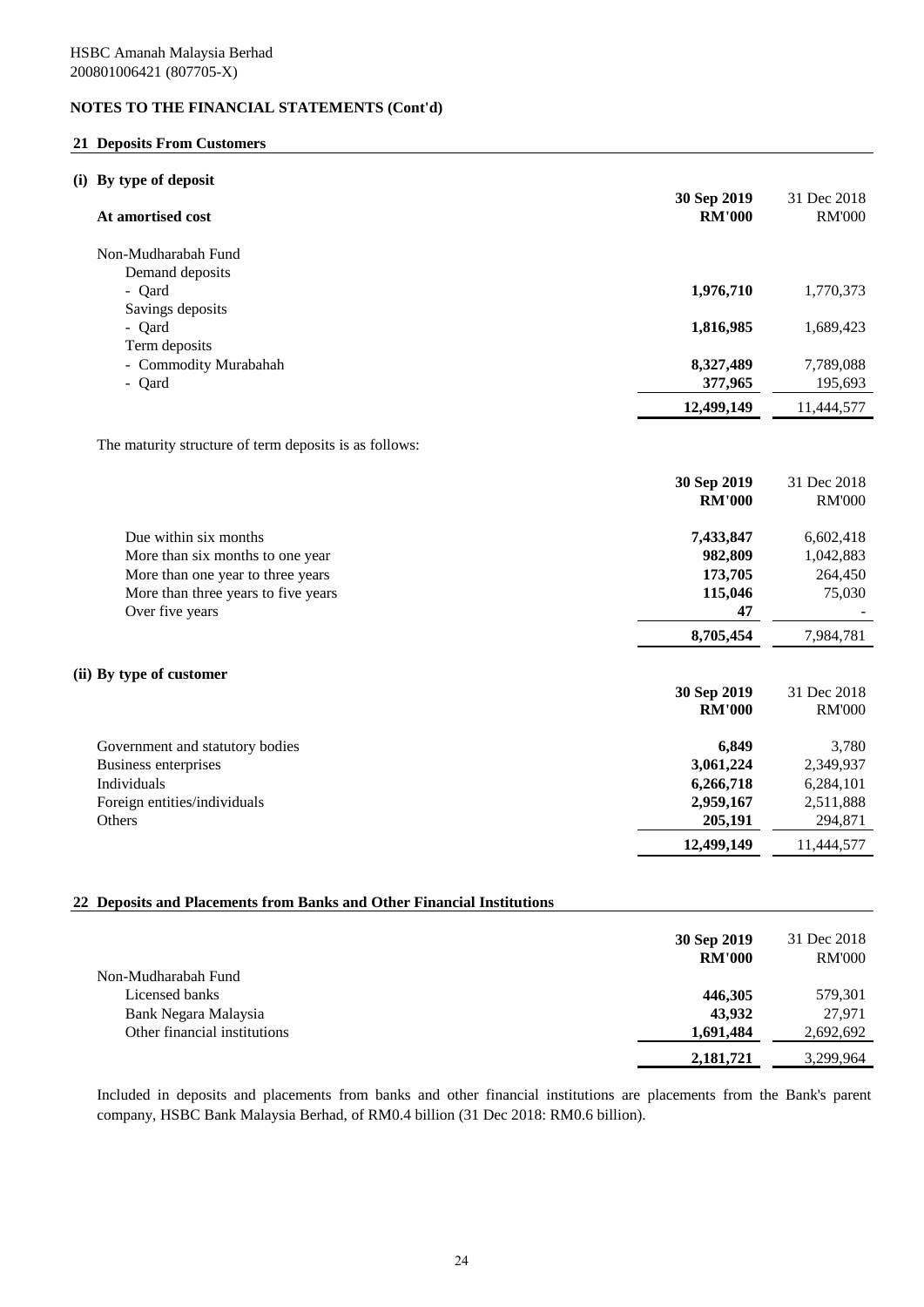HSBC Amanah Malaysia Berhad
200801006421 (807705-X)

**NOTES TO THE FINANCIAL STATEMENTS (Cont'd)**

## 21 Deposits From Customers

### (i) By type of deposit

| At amortised cost | 30 Sep 2019 RM'000 | 31 Dec 2018 RM'000 |
|---|---|---|
| Non-Mudharabah Fund | | |
| Demand deposits | | |
| - Qard | **1,976,710** | 1,770,373 |
| Savings deposits | | |
| - Qard | **1,816,985** | 1,689,423 |
| Term deposits | | |
| - Commodity Murabahah | **8,327,489** | 7,789,088 |
| - Qard | **377,965** | 195,693 |
| | **12,499,149** | 11,444,577 |

The maturity structure of term deposits is as follows:

| | 30 Sep 2019 RM'000 | 31 Dec 2018 RM'000 |
|---|---|---|
| Due within six months | **7,433,847** | 6,602,418 |
| More than six months to one year | **982,809** | 1,042,883 |
| More than one year to three years | **173,705** | 264,450 |
| More than three years to five years | **115,046** | 75,030 |
| Over five years | **47** | - |
| | **8,705,454** | 7,984,781 |

### (ii) By type of customer

| | 30 Sep 2019 RM'000 | 31 Dec 2018 RM'000 |
|---|---|---|
| Government and statutory bodies | **6,849** | 3,780 |
| Business enterprises | **3,061,224** | 2,349,937 |
| Individuals | **6,266,718** | 6,284,101 |
| Foreign entities/individuals | **2,959,167** | 2,511,888 |
| Others | **205,191** | 294,871 |
| | **12,499,149** | 11,444,577 |

## 22 Deposits and Placements from Banks and Other Financial Institutions

| | 30 Sep 2019 RM'000 | 31 Dec 2018 RM'000 |
|---|---|---|
| Non-Mudharabah Fund | | |
| Licensed banks | **446,305** | 579,301 |
| Bank Negara Malaysia | **43,932** | 27,971 |
| Other financial institutions | **1,691,484** | 2,692,692 |
| | **2,181,721** | 3,299,964 |

Included in deposits and placements from banks and other financial institutions are placements from the Bank's parent company, HSBC Bank Malaysia Berhad, of RM0.4 billion (31 Dec 2018: RM0.6 billion).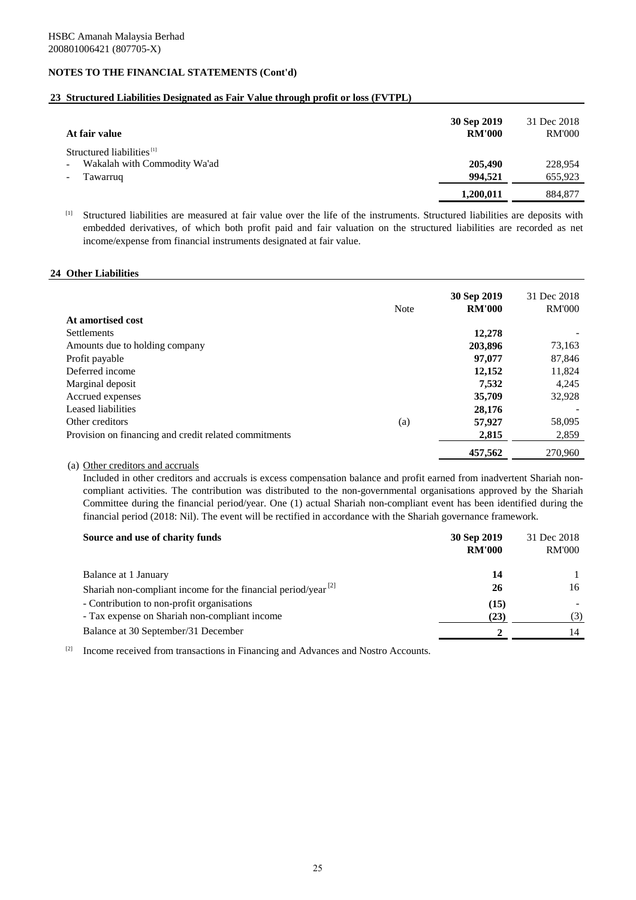HSBC Amanah Malaysia Berhad
200801006421 (807705-X)

**NOTES TO THE FINANCIAL STATEMENTS (Cont'd)**

## 23 Structured Liabilities Designated as Fair Value through profit or loss (FVTPL)

| At fair value | 30 Sep 2019 RM'000 | 31 Dec 2018 RM'000 |
|---|---|---|
| Structured liabilities [1] | | |
| - Wakalah with Commodity Wa'ad | **205,490** | 228,954 |
| - Tawarruq | **994,521** | 655,923 |
| | **1,200,011** | 884,877 |

[1] Structured liabilities are measured at fair value over the life of the instruments. Structured liabilities are deposits with embedded derivatives, of which both profit paid and fair valuation on the structured liabilities are recorded as net income/expense from financial instruments designated at fair value.

## 24 Other Liabilities

| | Note | 30 Sep 2019 RM'000 | 31 Dec 2018 RM'000 |
|---|---|---|---|
| **At amortised cost** | | | |
| Settlements | | **12,278** | - |
| Amounts due to holding company | | **203,896** | 73,163 |
| Profit payable | | **97,077** | 87,846 |
| Deferred income | | **12,152** | 11,824 |
| Marginal deposit | | **7,532** | 4,245 |
| Accrued expenses | | **35,709** | 32,928 |
| Leased liabilities | | **28,176** | - |
| Other creditors | (a) | **57,927** | 58,095 |
| Provision on financing and credit related commitments | | **2,815** | 2,859 |
| | | **457,562** | 270,960 |

(a) Other creditors and accruals

Included in other creditors and accruals is excess compensation balance and profit earned from inadvertent Shariah non-compliant activities. The contribution was distributed to the non-governmental organisations approved by the Shariah Committee during the financial period/year. One (1) actual Shariah non-compliant event has been identified during the financial period (2018: Nil). The event will be rectified in accordance with the Shariah governance framework.

| Source and use of charity funds | 30 Sep 2019 RM'000 | 31 Dec 2018 RM'000 |
|---|---|---|
| Balance at 1 January | **14** | 1 |
| Shariah non-compliant income for the financial period/year [2] | **26** | 16 |
| - Contribution to non-profit organisations | **(15)** | - |
| - Tax expense on Shariah non-compliant income | **(23)** | (3) |
| Balance at 30 September/31 December | **2** | 14 |

[2] Income received from transactions in Financing and Advances and Nostro Accounts.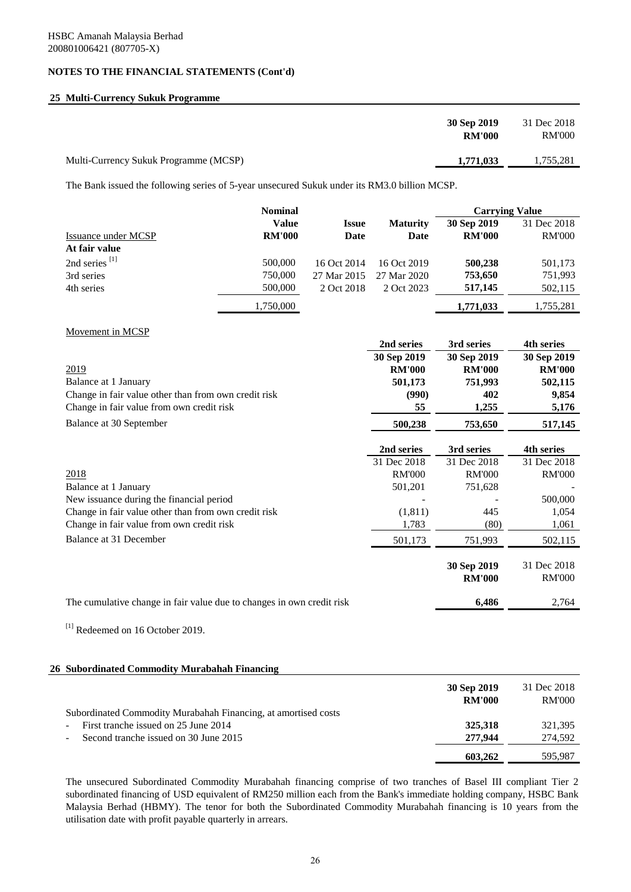HSBC Amanah Malaysia Berhad
200801006421 (807705-X)

## NOTES TO THE FINANCIAL STATEMENTS (Cont'd)

### 25 Multi-Currency Sukuk Programme

| | 30 Sep 2019 RM'000 | 31 Dec 2018 RM'000 |
|---|---|---|
| Multi-Currency Sukuk Programme (MCSP) | **1,771,033** | 1,755,281 |

The Bank issued the following series of 5-year unsecured Sukuk under its RM3.0 billion MCSP.

| | Nominal | | | Carrying Value | |
|---|---|---|---|---|---|
| Issuance under MCSP | Value RM'000 | Issue Date | Maturity Date | 30 Sep 2019 RM'000 | 31 Dec 2018 RM'000 |
| **At fair value** | | | | | |
| 2nd series [1] | 500,000 | 16 Oct 2014 | 16 Oct 2019 | **500,238** | 501,173 |
| 3rd series | 750,000 | 27 Mar 2015 | 27 Mar 2020 | **753,650** | 751,993 |
| 4th series | 500,000 | 2 Oct 2018 | 2 Oct 2023 | **517,145** | 502,115 |
| | 1,750,000 | | | **1,771,033** | 1,755,281 |

Movement in MCSP

| | 2nd series 30 Sep 2019 RM'000 | 3rd series 30 Sep 2019 RM'000 | 4th series 30 Sep 2019 RM'000 |
|---|---|---|---|
| 2019 | | | |
| Balance at 1 January | **501,173** | **751,993** | **502,115** |
| Change in fair value other than from own credit risk | **(990)** | **402** | **9,854** |
| Change in fair value from own credit risk | **55** | **1,255** | **5,176** |
| Balance at 30 September | **500,238** | **753,650** | **517,145** |

| | 2nd series 31 Dec 2018 RM'000 | 3rd series 31 Dec 2018 RM'000 | 4th series 31 Dec 2018 RM'000 |
|---|---|---|---|
| 2018 | | | |
| Balance at 1 January | 501,201 | 751,628 | - |
| New issuance during the financial period | - | - | 500,000 |
| Change in fair value other than from own credit risk | (1,811) | 445 | 1,054 |
| Change in fair value from own credit risk | 1,783 | (80) | 1,061 |
| Balance at 31 December | 501,173 | 751,993 | 502,115 |

| | 30 Sep 2019 RM'000 | 31 Dec 2018 RM'000 |
|---|---|---|
| The cumulative change in fair value due to changes in own credit risk | **6,486** | 2,764 |

[1] Redeemed on 16 October 2019.

### 26 Subordinated Commodity Murabahah Financing

| | 30 Sep 2019 RM'000 | 31 Dec 2018 RM'000 |
|---|---|---|
| Subordinated Commodity Murabahah Financing, at amortised costs | | |
| - First tranche issued on 25 June 2014 | **325,318** | 321,395 |
| - Second tranche issued on 30 June 2015 | **277,944** | 274,592 |
| | **603,262** | 595,987 |

The unsecured Subordinated Commodity Murabahah financing comprise of two tranches of Basel III compliant Tier 2 subordinated financing of USD equivalent of RM250 million each from the Bank's immediate holding company, HSBC Bank Malaysia Berhad (HBMY). The tenor for both the Subordinated Commodity Murabahah financing is 10 years from the utilisation date with profit payable quarterly in arrears.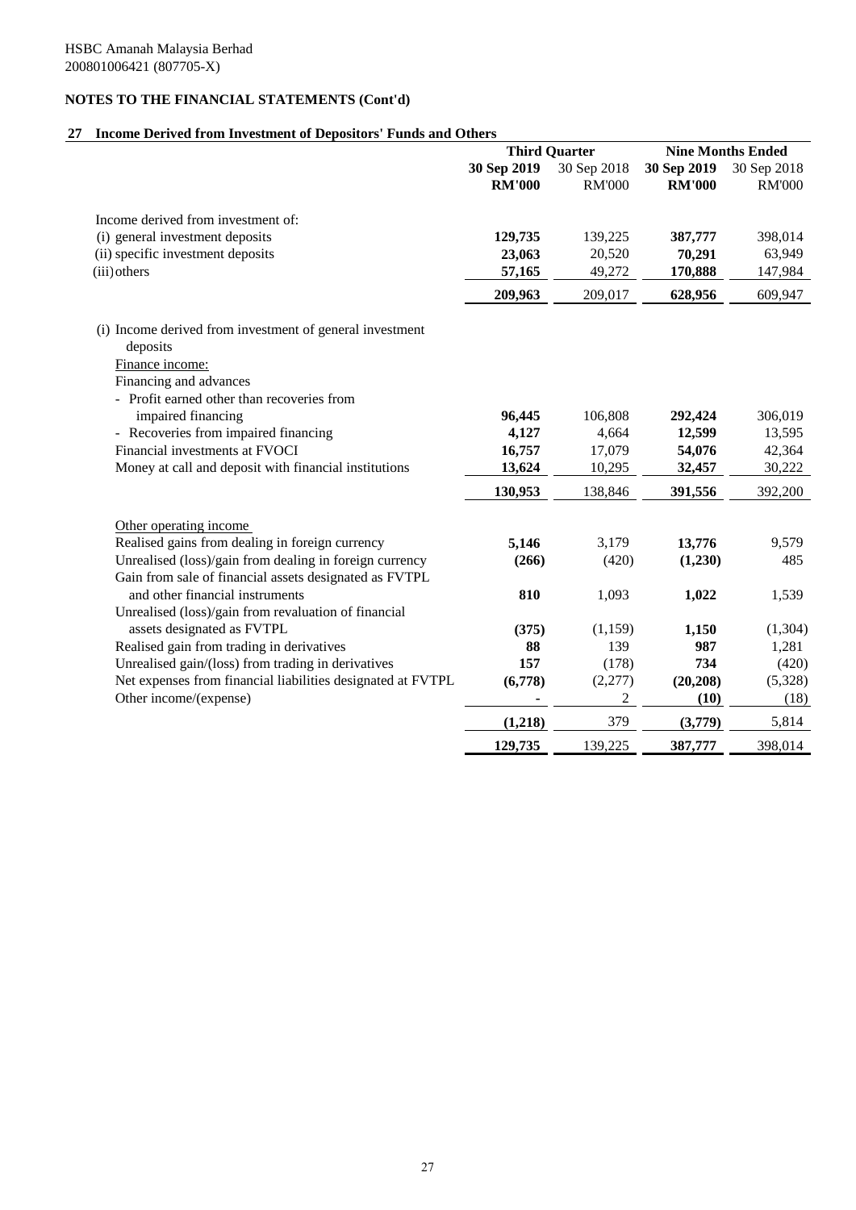HSBC Amanah Malaysia Berhad
200801006421 (807705-X)

## NOTES TO THE FINANCIAL STATEMENTS (Cont'd)

### 27 Income Derived from Investment of Depositors' Funds and Others

| | Third Quarter | | Nine Months Ended | |
|---|---|---|---|---|
| | **30 Sep 2019** | 30 Sep 2018 | **30 Sep 2019** | 30 Sep 2018 |
| | **RM'000** | RM'000 | **RM'000** | RM'000 |
| Income derived from investment of: | | | | |
| (i) general investment deposits | **129,735** | 139,225 | **387,777** | 398,014 |
| (ii) specific investment deposits | **23,063** | 20,520 | **70,291** | 63,949 |
| (iii) others | **57,165** | 49,272 | **170,888** | 147,984 |
| | **209,963** | 209,017 | **628,956** | 609,947 |
| (i) Income derived from investment of general investment deposits | | | | |
| Finance income: | | | | |
| Financing and advances | | | | |
| - Profit earned other than recoveries from impaired financing | **96,445** | 106,808 | **292,424** | 306,019 |
| - Recoveries from impaired financing | **4,127** | 4,664 | **12,599** | 13,595 |
| Financial investments at FVOCI | **16,757** | 17,079 | **54,076** | 42,364 |
| Money at call and deposit with financial institutions | **13,624** | 10,295 | **32,457** | 30,222 |
| | **130,953** | 138,846 | **391,556** | 392,200 |
| Other operating income | | | | |
| Realised gains from dealing in foreign currency | **5,146** | 3,179 | **13,776** | 9,579 |
| Unrealised (loss)/gain from dealing in foreign currency | **(266)** | (420) | **(1,230)** | 485 |
| Gain from sale of financial assets designated as FVTPL and other financial instruments | **810** | 1,093 | **1,022** | 1,539 |
| Unrealised (loss)/gain from revaluation of financial assets designated as FVTPL | **(375)** | (1,159) | **1,150** | (1,304) |
| Realised gain from trading in derivatives | **88** | 139 | **987** | 1,281 |
| Unrealised gain/(loss) from trading in derivatives | **157** | (178) | **734** | (420) |
| Net expenses from financial liabilities designated at FVTPL | **(6,778)** | (2,277) | **(20,208)** | (5,328) |
| Other income/(expense) | **-** | 2 | **(10)** | (18) |
| | **(1,218)** | 379 | **(3,779)** | 5,814 |
| | **129,735** | 139,225 | **387,777** | 398,014 |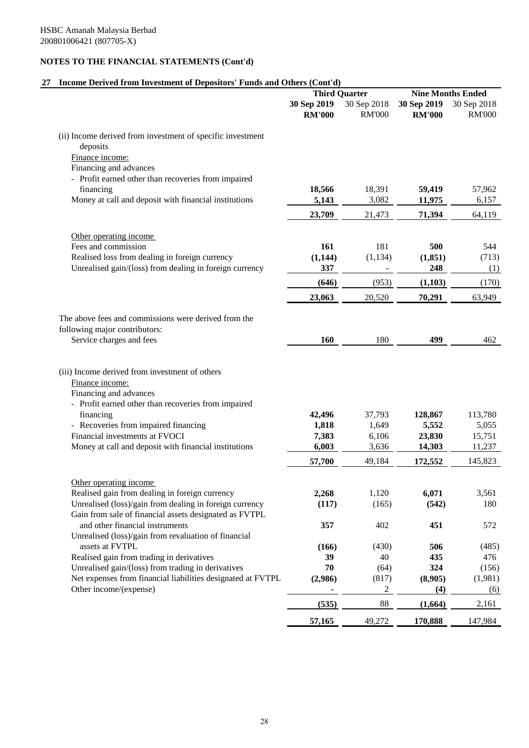HSBC Amanah Malaysia Berhad
200801006421 (807705-X)

## NOTES TO THE FINANCIAL STATEMENTS (Cont'd)

### 27 Income Derived from Investment of Depositors' Funds and Others (Cont'd)

| | Third Quarter | | Nine Months Ended | |
|---|---|---|---|---|
| | **30 Sep 2019** | 30 Sep 2018 | **30 Sep 2019** | 30 Sep 2018 |
| | **RM'000** | RM'000 | **RM'000** | RM'000 |
| (ii) Income derived from investment of specific investment deposits | | | | |
| Finance income: | | | | |
| Financing and advances | | | | |
| - Profit earned other than recoveries from impaired financing | **18,566** | 18,391 | **59,419** | 57,962 |
| Money at call and deposit with financial institutions | **5,143** | 3,082 | **11,975** | 6,157 |
| | **23,709** | 21,473 | **71,394** | 64,119 |
| Other operating income | | | | |
| Fees and commission | **161** | 181 | **500** | 544 |
| Realised loss from dealing in foreign currency | **(1,144)** | (1,134) | **(1,851)** | (713) |
| Unrealised gain/(loss) from dealing in foreign currency | **337** | - | **248** | (1) |
| | **(646)** | (953) | **(1,103)** | (170) |
| | **23,063** | 20,520 | **70,291** | 63,949 |
| The above fees and commissions were derived from the following major contributors: | | | | |
| Service charges and fees | **160** | 180 | **499** | 462 |
| (iii) Income derived from investment of others | | | | |
| Finance income: | | | | |
| Financing and advances | | | | |
| - Profit earned other than recoveries from impaired financing | **42,496** | 37,793 | **128,867** | 113,780 |
| - Recoveries from impaired financing | **1,818** | 1,649 | **5,552** | 5,055 |
| Financial investments at FVOCI | **7,383** | 6,106 | **23,830** | 15,751 |
| Money at call and deposit with financial institutions | **6,003** | 3,636 | **14,303** | 11,237 |
| | **57,700** | 49,184 | **172,552** | 145,823 |
| Other operating income | | | | |
| Realised gain from dealing in foreign currency | **2,268** | 1,120 | **6,071** | 3,561 |
| Unrealised (loss)/gain from dealing in foreign currency | **(117)** | (165) | **(542)** | 180 |
| Gain from sale of financial assets designated as FVTPL and other financial instruments | **357** | 402 | **451** | 572 |
| Unrealised (loss)/gain from revaluation of financial assets at FVTPL | **(166)** | (430) | **506** | (485) |
| Realised gain from trading in derivatives | **39** | 40 | **435** | 476 |
| Unrealised gain/(loss) from trading in derivatives | **70** | (64) | **324** | (156) |
| Net expenses from financial liabilities designated at FVTPL | **(2,986)** | (817) | **(8,905)** | (1,981) |
| Other income/(expense) | **-** | 2 | **(4)** | (6) |
| | **(535)** | 88 | **(1,664)** | 2,161 |
| | **57,165** | 49,272 | **170,888** | 147,984 |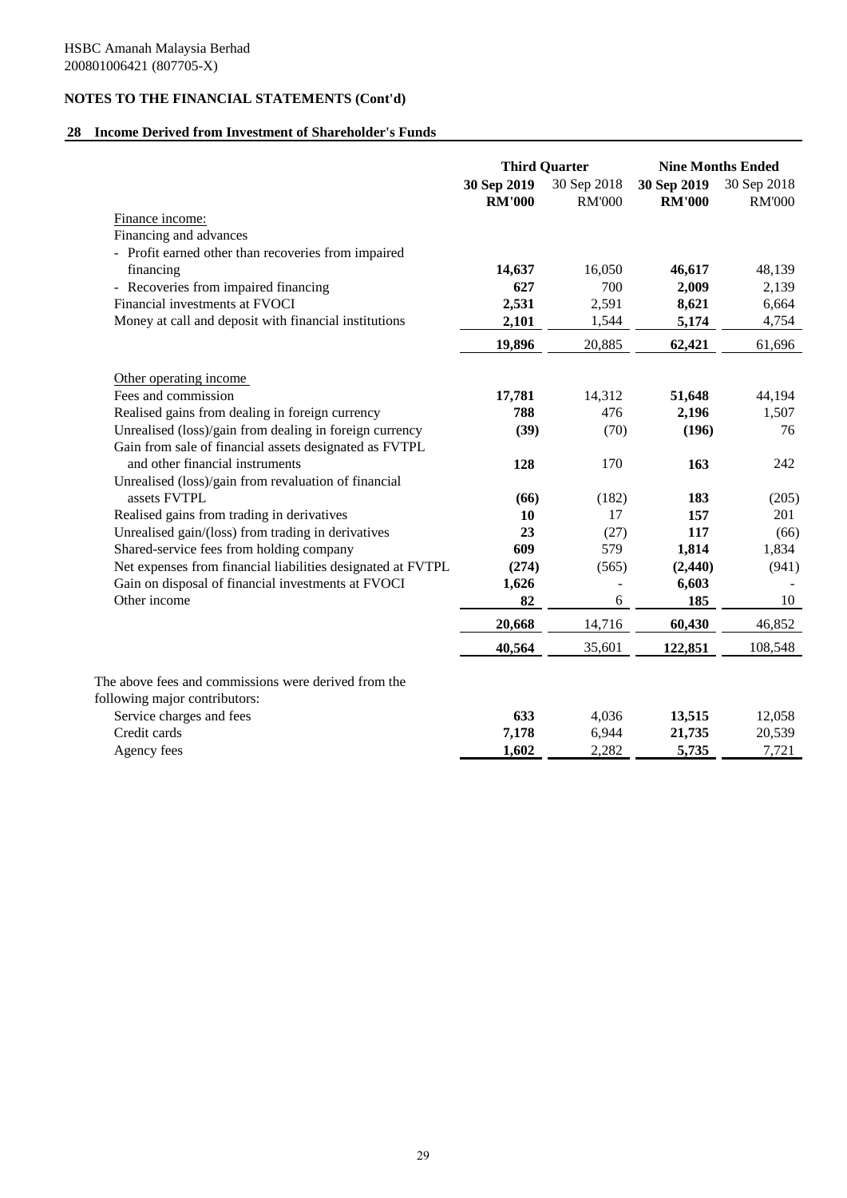HSBC Amanah Malaysia Berhad
200801006421 (807705-X)

## NOTES TO THE FINANCIAL STATEMENTS (Cont'd)

### 28 Income Derived from Investment of Shareholder's Funds

| | Third Quarter | | Nine Months Ended | |
|---|---|---|---|---|
| | **30 Sep 2019** | 30 Sep 2018 | **30 Sep 2019** | 30 Sep 2018 |
| | **RM'000** | RM'000 | **RM'000** | RM'000 |
| Finance income: | | | | |
| Financing and advances | | | | |
| - Profit earned other than recoveries from impaired financing | **14,637** | 16,050 | **46,617** | 48,139 |
| - Recoveries from impaired financing | **627** | 700 | **2,009** | 2,139 |
| Financial investments at FVOCI | **2,531** | 2,591 | **8,621** | 6,664 |
| Money at call and deposit with financial institutions | **2,101** | 1,544 | **5,174** | 4,754 |
| | **19,896** | 20,885 | **62,421** | 61,696 |
| Other operating income | | | | |
| Fees and commission | **17,781** | 14,312 | **51,648** | 44,194 |
| Realised gains from dealing in foreign currency | **788** | 476 | **2,196** | 1,507 |
| Unrealised (loss)/gain from dealing in foreign currency | **(39)** | (70) | **(196)** | 76 |
| Gain from sale of financial assets designated as FVTPL and other financial instruments | **128** | 170 | **163** | 242 |
| Unrealised (loss)/gain from revaluation of financial assets FVTPL | **(66)** | (182) | **183** | (205) |
| Realised gains from trading in derivatives | **10** | 17 | **157** | 201 |
| Unrealised gain/(loss) from trading in derivatives | **23** | (27) | **117** | (66) |
| Shared-service fees from holding company | **609** | 579 | **1,814** | 1,834 |
| Net expenses from financial liabilities designated at FVTPL | **(274)** | (565) | **(2,440)** | (941) |
| Gain on disposal of financial investments at FVOCI | **1,626** | - | **6,603** | - |
| Other income | **82** | 6 | **185** | 10 |
| | **20,668** | 14,716 | **60,430** | 46,852 |
| | **40,564** | 35,601 | **122,851** | 108,548 |
| The above fees and commissions were derived from the following major contributors: | | | | |
| Service charges and fees | **633** | 4,036 | **13,515** | 12,058 |
| Credit cards | **7,178** | 6,944 | **21,735** | 20,539 |
| Agency fees | **1,602** | 2,282 | **5,735** | 7,721 |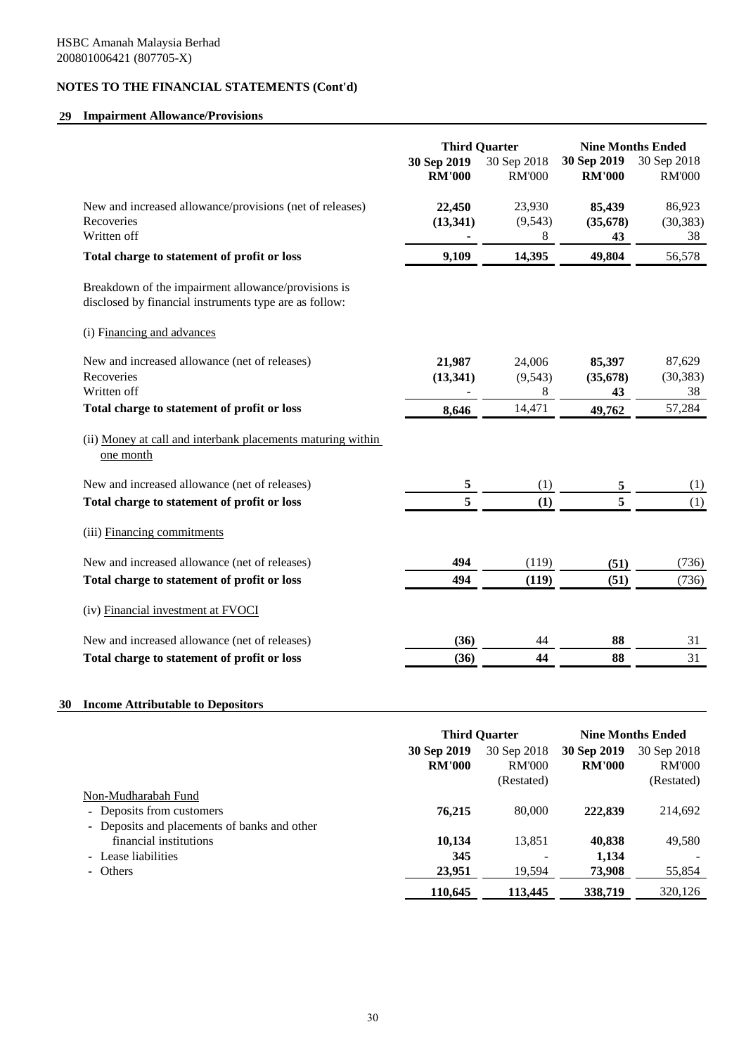HSBC Amanah Malaysia Berhad
200801006421 (807705-X)

**NOTES TO THE FINANCIAL STATEMENTS (Cont'd)**

## 29 Impairment Allowance/Provisions

| | Third Quarter | | Nine Months Ended | |
|---|---|---|---|---|
| | **30 Sep 2019** | 30 Sep 2018 | **30 Sep 2019** | 30 Sep 2018 |
| | **RM'000** | RM'000 | **RM'000** | RM'000 |
| New and increased allowance/provisions (net of releases) | **22,450** | 23,930 | **85,439** | 86,923 |
| Recoveries | **(13,341)** | (9,543) | **(35,678)** | (30,383) |
| Written off | **-** | 8 | **43** | 38 |
| **Total charge to statement of profit or loss** | **9,109** | **14,395** | **49,804** | 56,578 |

Breakdown of the impairment allowance/provisions is disclosed by financial instruments type are as follow:

(i) Financing and advances

| | Third Quarter | | Nine Months Ended | |
|---|---|---|---|---|
| | **30 Sep 2019** | 30 Sep 2018 | **30 Sep 2019** | 30 Sep 2018 |
| New and increased allowance (net of releases) | **21,987** | 24,006 | **85,397** | 87,629 |
| Recoveries | **(13,341)** | (9,543) | **(35,678)** | (30,383) |
| Written off | **-** | 8 | **43** | 38 |
| **Total charge to statement of profit or loss** | **8,646** | 14,471 | **49,762** | 57,284 |

(ii) Money at call and interbank placements maturing within one month

| | Third Quarter | | Nine Months Ended | |
|---|---|---|---|---|
| | **30 Sep 2019** | 30 Sep 2018 | **30 Sep 2019** | 30 Sep 2018 |
| New and increased allowance (net of releases) | **5** | (1) | **5** | (1) |
| **Total charge to statement of profit or loss** | **5** | **(1)** | **5** | (1) |

(iii) Financing commitments

| | Third Quarter | | Nine Months Ended | |
|---|---|---|---|---|
| | **30 Sep 2019** | 30 Sep 2018 | **30 Sep 2019** | 30 Sep 2018 |
| New and increased allowance (net of releases) | **494** | (119) | **(51)** | (736) |
| **Total charge to statement of profit or loss** | **494** | **(119)** | **(51)** | (736) |

(iv) Financial investment at FVOCI

| | Third Quarter | | Nine Months Ended | |
|---|---|---|---|---|
| | **30 Sep 2019** | 30 Sep 2018 | **30 Sep 2019** | 30 Sep 2018 |
| New and increased allowance (net of releases) | **(36)** | 44 | **88** | 31 |
| **Total charge to statement of profit or loss** | **(36)** | **44** | **88** | 31 |

## 30 Income Attributable to Depositors

| | Third Quarter | | Nine Months Ended | |
|---|---|---|---|---|
| | **30 Sep 2019** | 30 Sep 2018 | **30 Sep 2019** | 30 Sep 2018 |
| | **RM'000** | RM'000 | **RM'000** | RM'000 |
| | | (Restated) | | (Restated) |
| Non-Mudharabah Fund | | | | |
| - Deposits from customers | **76,215** | 80,000 | **222,839** | 214,692 |
| - Deposits and placements of banks and other financial institutions | **10,134** | 13,851 | **40,838** | 49,580 |
| - Lease liabilities | **345** | - | **1,134** | - |
| - Others | **23,951** | 19,594 | **73,908** | 55,854 |
| | **110,645** | **113,445** | **338,719** | 320,126 |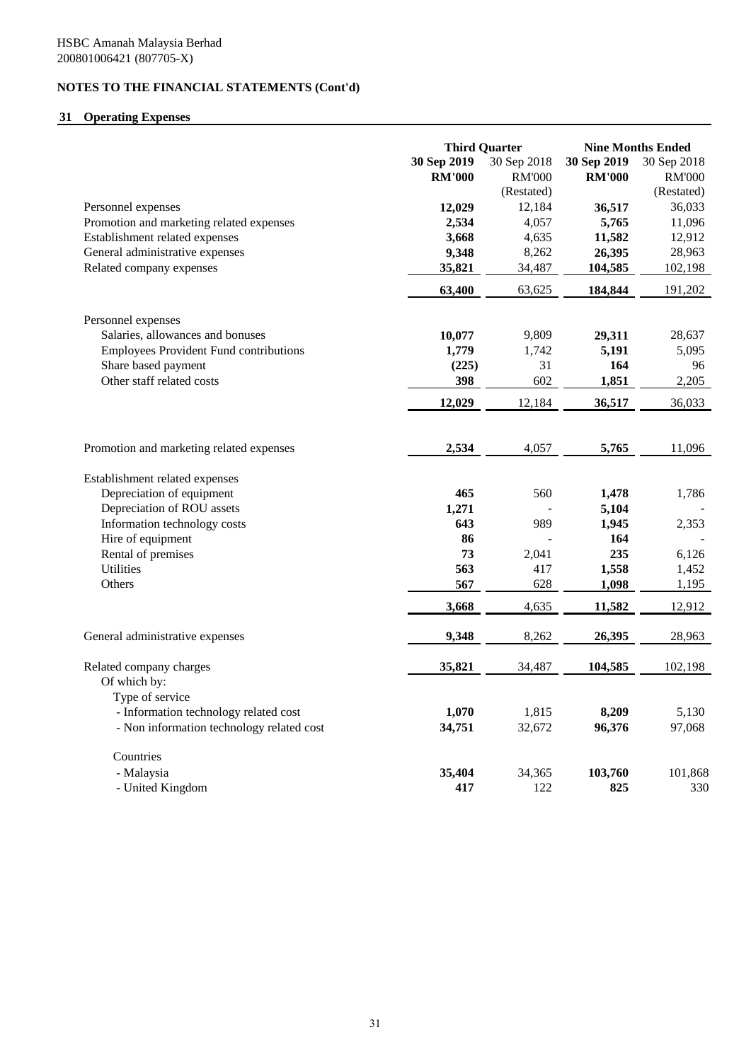HSBC Amanah Malaysia Berhad
200801006421 (807705-X)

**NOTES TO THE FINANCIAL STATEMENTS (Cont'd)**

## 31 Operating Expenses

| | Third Quarter | | Nine Months Ended | |
|---|---|---|---|---|
| | **30 Sep 2019** | 30 Sep 2018 | **30 Sep 2019** | 30 Sep 2018 |
| | **RM'000** | RM'000 | **RM'000** | RM'000 |
| | | (Restated) | | (Restated) |
| Personnel expenses | **12,029** | 12,184 | **36,517** | 36,033 |
| Promotion and marketing related expenses | **2,534** | 4,057 | **5,765** | 11,096 |
| Establishment related expenses | **3,668** | 4,635 | **11,582** | 12,912 |
| General administrative expenses | **9,348** | 8,262 | **26,395** | 28,963 |
| Related company expenses | **35,821** | 34,487 | **104,585** | 102,198 |
| | **63,400** | 63,625 | **184,844** | 191,202 |
| Personnel expenses | | | | |
| Salaries, allowances and bonuses | **10,077** | 9,809 | **29,311** | 28,637 |
| Employees Provident Fund contributions | **1,779** | 1,742 | **5,191** | 5,095 |
| Share based payment | **(225)** | 31 | **164** | 96 |
| Other staff related costs | **398** | 602 | **1,851** | 2,205 |
| | **12,029** | 12,184 | **36,517** | 36,033 |
| Promotion and marketing related expenses | **2,534** | 4,057 | **5,765** | 11,096 |
| Establishment related expenses | | | | |
| Depreciation of equipment | **465** | 560 | **1,478** | 1,786 |
| Depreciation of ROU assets | **1,271** | - | **5,104** | - |
| Information technology costs | **643** | 989 | **1,945** | 2,353 |
| Hire of equipment | **86** | - | **164** | - |
| Rental of premises | **73** | 2,041 | **235** | 6,126 |
| Utilities | **563** | 417 | **1,558** | 1,452 |
| Others | **567** | 628 | **1,098** | 1,195 |
| | **3,668** | 4,635 | **11,582** | 12,912 |
| General administrative expenses | **9,348** | 8,262 | **26,395** | 28,963 |
| Related company charges | **35,821** | 34,487 | **104,585** | 102,198 |
| Of which by: | | | | |
| Type of service | | | | |
| - Information technology related cost | **1,070** | 1,815 | **8,209** | 5,130 |
| - Non information technology related cost | **34,751** | 32,672 | **96,376** | 97,068 |
| Countries | | | | |
| - Malaysia | **35,404** | 34,365 | **103,760** | 101,868 |
| - United Kingdom | **417** | 122 | **825** | 330 |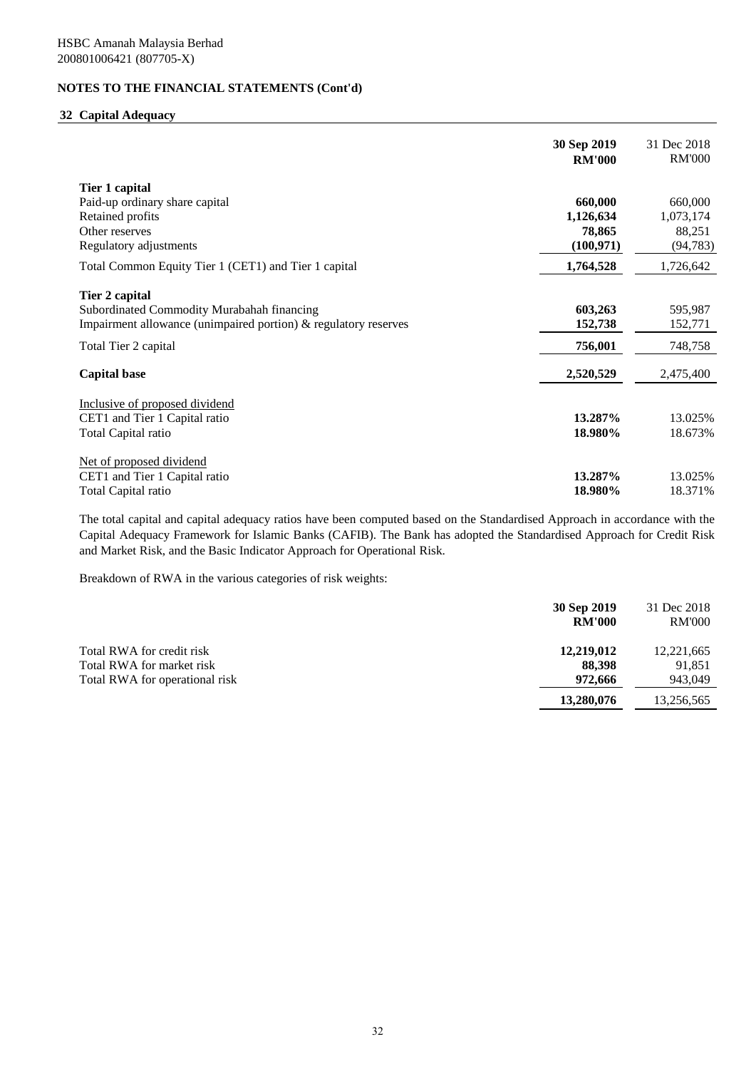HSBC Amanah Malaysia Berhad
200801006421 (807705-X)

## NOTES TO THE FINANCIAL STATEMENTS (Cont'd)

### 32 Capital Adequacy

| | 30 Sep 2019 RM'000 | 31 Dec 2018 RM'000 |
|---|---|---|
| **Tier 1 capital** | | |
| Paid-up ordinary share capital | **660,000** | 660,000 |
| Retained profits | **1,126,634** | 1,073,174 |
| Other reserves | **78,865** | 88,251 |
| Regulatory adjustments | **(100,971)** | (94,783) |
| Total Common Equity Tier 1 (CET1) and Tier 1 capital | **1,764,528** | 1,726,642 |
| **Tier 2 capital** | | |
| Subordinated Commodity Murabahah financing | **603,263** | 595,987 |
| Impairment allowance (unimpaired portion) & regulatory reserves | **152,738** | 152,771 |
| Total Tier 2 capital | **756,001** | 748,758 |
| **Capital base** | **2,520,529** | 2,475,400 |
| Inclusive of proposed dividend | | |
| CET1 and Tier 1 Capital ratio | **13.287%** | 13.025% |
| Total Capital ratio | **18.980%** | 18.673% |
| Net of proposed dividend | | |
| CET1 and Tier 1 Capital ratio | **13.287%** | 13.025% |
| Total Capital ratio | **18.980%** | 18.371% |

The total capital and capital adequacy ratios have been computed based on the Standardised Approach in accordance with the Capital Adequacy Framework for Islamic Banks (CAFIB). The Bank has adopted the Standardised Approach for Credit Risk and Market Risk, and the Basic Indicator Approach for Operational Risk.

Breakdown of RWA in the various categories of risk weights:

| | 30 Sep 2019 RM'000 | 31 Dec 2018 RM'000 |
|---|---|---|
| Total RWA for credit risk | **12,219,012** | 12,221,665 |
| Total RWA for market risk | **88,398** | 91,851 |
| Total RWA for operational risk | **972,666** | 943,049 |
| | **13,280,076** | 13,256,565 |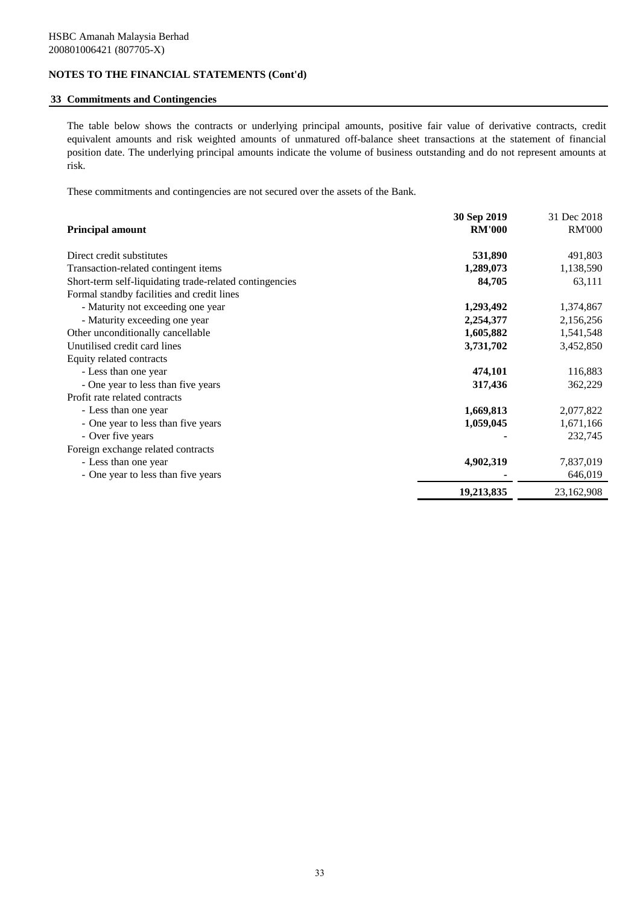HSBC Amanah Malaysia Berhad
200801006421 (807705-X)

## NOTES TO THE FINANCIAL STATEMENTS (Cont'd)

### 33 Commitments and Contingencies

The table below shows the contracts or underlying principal amounts, positive fair value of derivative contracts, credit equivalent amounts and risk weighted amounts of unmatured off-balance sheet transactions at the statement of financial position date. The underlying principal amounts indicate the volume of business outstanding and do not represent amounts at risk.

These commitments and contingencies are not secured over the assets of the Bank.

| Principal amount | 30 Sep 2019 RM'000 | 31 Dec 2018 RM'000 |
|---|---|---|
| Direct credit substitutes | **531,890** | 491,803 |
| Transaction-related contingent items | **1,289,073** | 1,138,590 |
| Short-term self-liquidating trade-related contingencies | **84,705** | 63,111 |
| Formal standby facilities and credit lines | | |
| - Maturity not exceeding one year | **1,293,492** | 1,374,867 |
| - Maturity exceeding one year | **2,254,377** | 2,156,256 |
| Other unconditionally cancellable | **1,605,882** | 1,541,548 |
| Unutilised credit card lines | **3,731,702** | 3,452,850 |
| Equity related contracts | | |
| - Less than one year | **474,101** | 116,883 |
| - One year to less than five years | **317,436** | 362,229 |
| Profit rate related contracts | | |
| - Less than one year | **1,669,813** | 2,077,822 |
| - One year to less than five years | **1,059,045** | 1,671,166 |
| - Over five years | **-** | 232,745 |
| Foreign exchange related contracts | | |
| - Less than one year | **4,902,319** | 7,837,019 |
| - One year to less than five years | **-** | 646,019 |
| | **19,213,835** | 23,162,908 |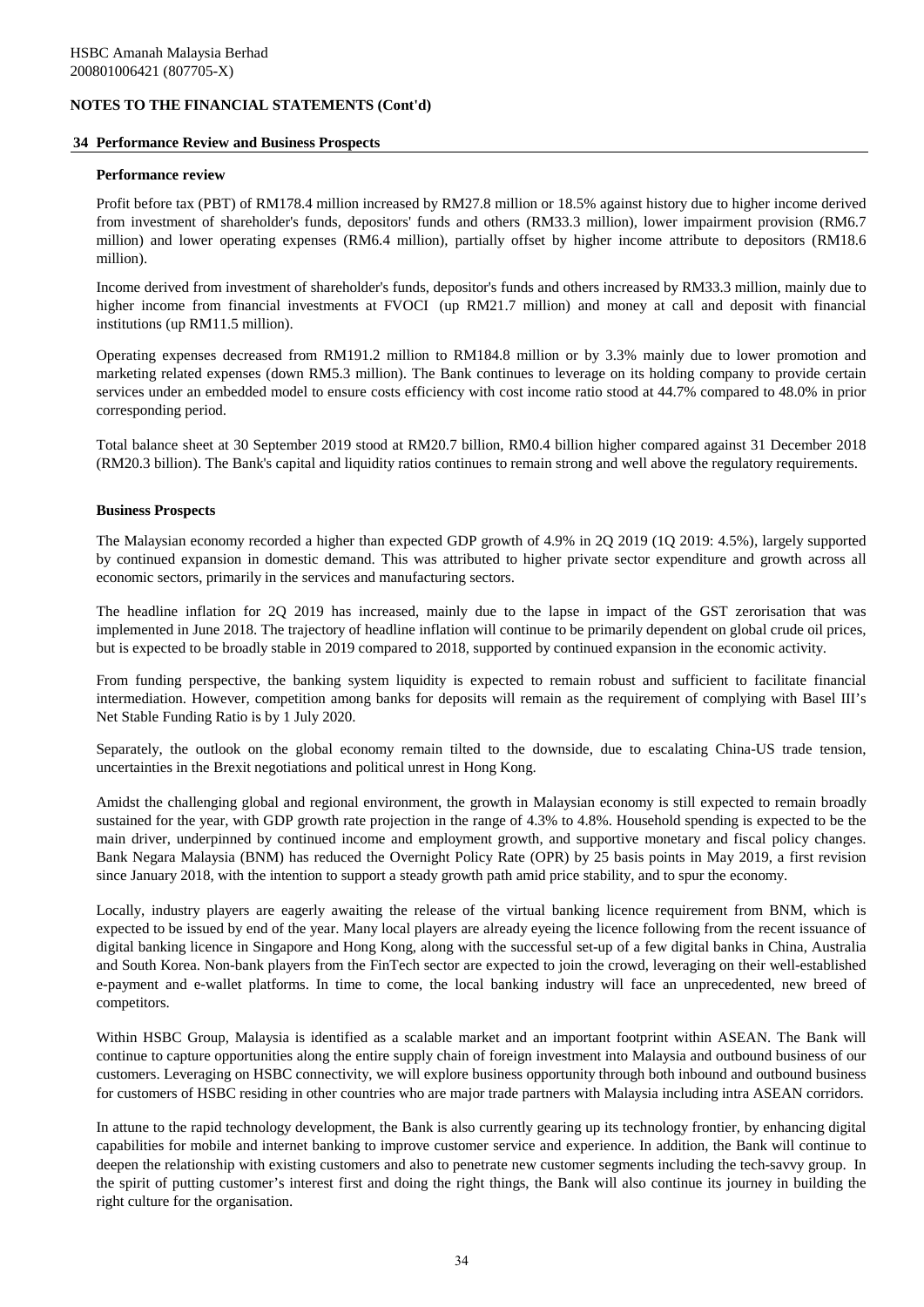HSBC Amanah Malaysia Berhad
200801006421 (807705-X)

**NOTES TO THE FINANCIAL STATEMENTS (Cont'd)**

## 34 Performance Review and Business Prospects

### Performance review

Profit before tax (PBT) of RM178.4 million increased by RM27.8 million or 18.5% against history due to higher income derived from investment of shareholder's funds, depositors' funds and others (RM33.3 million), lower impairment provision (RM6.7 million) and lower operating expenses (RM6.4 million), partially offset by higher income attribute to depositors (RM18.6 million).

Income derived from investment of shareholder's funds, depositor's funds and others increased by RM33.3 million, mainly due to higher income from financial investments at FVOCI (up RM21.7 million) and money at call and deposit with financial institutions (up RM11.5 million).

Operating expenses decreased from RM191.2 million to RM184.8 million or by 3.3% mainly due to lower promotion and marketing related expenses (down RM5.3 million). The Bank continues to leverage on its holding company to provide certain services under an embedded model to ensure costs efficiency with cost income ratio stood at 44.7% compared to 48.0% in prior corresponding period.

Total balance sheet at 30 September 2019 stood at RM20.7 billion, RM0.4 billion higher compared against 31 December 2018 (RM20.3 billion). The Bank's capital and liquidity ratios continues to remain strong and well above the regulatory requirements.

### Business Prospects

The Malaysian economy recorded a higher than expected GDP growth of 4.9% in 2Q 2019 (1Q 2019: 4.5%), largely supported by continued expansion in domestic demand. This was attributed to higher private sector expenditure and growth across all economic sectors, primarily in the services and manufacturing sectors.

The headline inflation for 2Q 2019 has increased, mainly due to the lapse in impact of the GST zerorisation that was implemented in June 2018. The trajectory of headline inflation will continue to be primarily dependent on global crude oil prices, but is expected to be broadly stable in 2019 compared to 2018, supported by continued expansion in the economic activity.

From funding perspective, the banking system liquidity is expected to remain robust and sufficient to facilitate financial intermediation. However, competition among banks for deposits will remain as the requirement of complying with Basel III's Net Stable Funding Ratio is by 1 July 2020.

Separately, the outlook on the global economy remain tilted to the downside, due to escalating China-US trade tension, uncertainties in the Brexit negotiations and political unrest in Hong Kong.

Amidst the challenging global and regional environment, the growth in Malaysian economy is still expected to remain broadly sustained for the year, with GDP growth rate projection in the range of 4.3% to 4.8%. Household spending is expected to be the main driver, underpinned by continued income and employment growth, and supportive monetary and fiscal policy changes. Bank Negara Malaysia (BNM) has reduced the Overnight Policy Rate (OPR) by 25 basis points in May 2019, a first revision since January 2018, with the intention to support a steady growth path amid price stability, and to spur the economy.

Locally, industry players are eagerly awaiting the release of the virtual banking licence requirement from BNM, which is expected to be issued by end of the year. Many local players are already eyeing the licence following from the recent issuance of digital banking licence in Singapore and Hong Kong, along with the successful set-up of a few digital banks in China, Australia and South Korea. Non-bank players from the FinTech sector are expected to join the crowd, leveraging on their well-established e-payment and e-wallet platforms. In time to come, the local banking industry will face an unprecedented, new breed of competitors.

Within HSBC Group, Malaysia is identified as a scalable market and an important footprint within ASEAN. The Bank will continue to capture opportunities along the entire supply chain of foreign investment into Malaysia and outbound business of our customers. Leveraging on HSBC connectivity, we will explore business opportunity through both inbound and outbound business for customers of HSBC residing in other countries who are major trade partners with Malaysia including intra ASEAN corridors.

In attune to the rapid technology development, the Bank is also currently gearing up its technology frontier, by enhancing digital capabilities for mobile and internet banking to improve customer service and experience. In addition, the Bank will continue to deepen the relationship with existing customers and also to penetrate new customer segments including the tech-savvy group. In the spirit of putting customer's interest first and doing the right things, the Bank will also continue its journey in building the right culture for the organisation.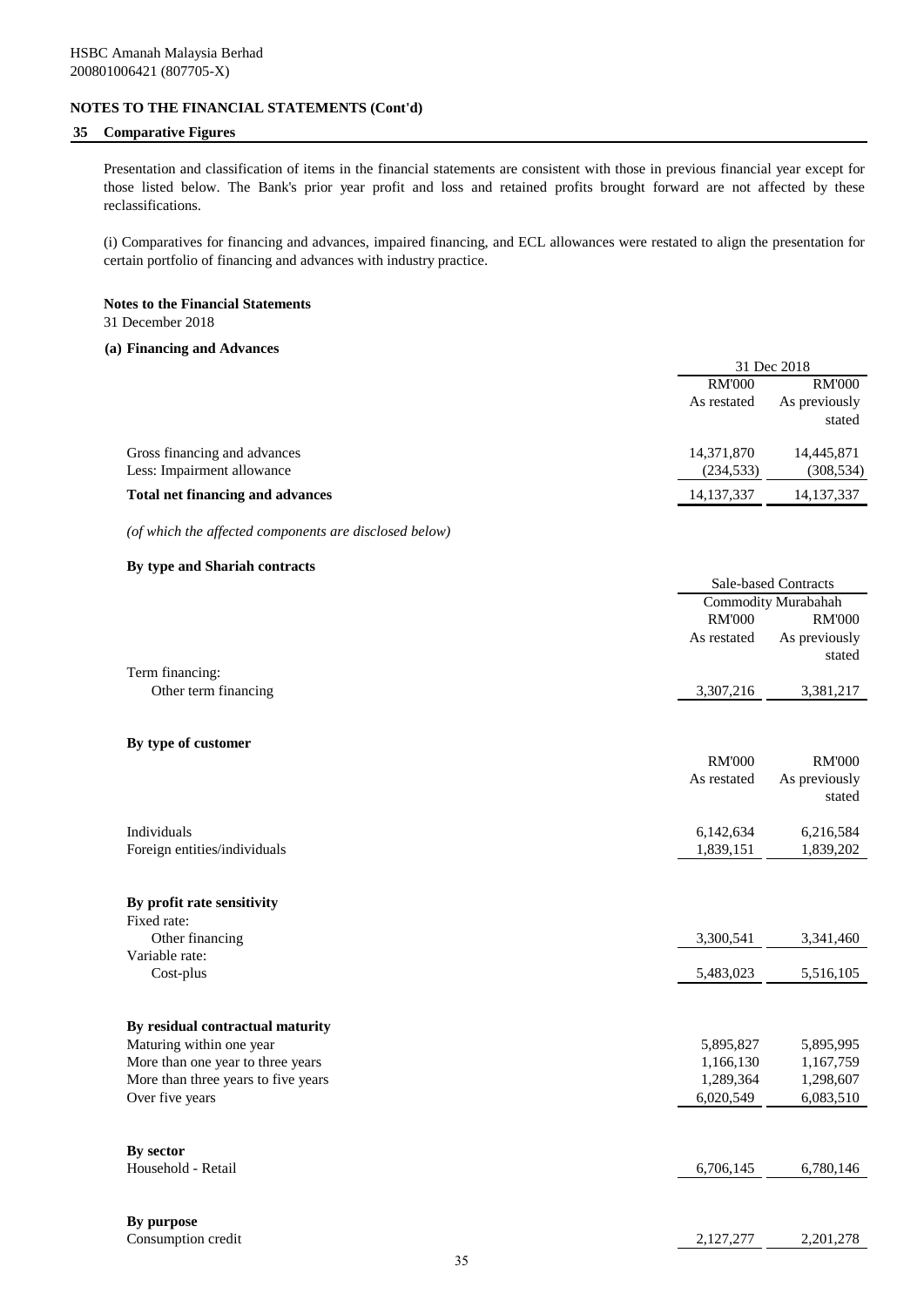HSBC Amanah Malaysia Berhad
200801006421 (807705-X)

**NOTES TO THE FINANCIAL STATEMENTS (Cont'd)**

## 35 Comparative Figures

Presentation and classification of items in the financial statements are consistent with those in previous financial year except for those listed below. The Bank's prior year profit and loss and retained profits brought forward are not affected by these reclassifications.

(i) Comparatives for financing and advances, impaired financing, and ECL allowances were restated to align the presentation for certain portfolio of financing and advances with industry practice.

**Notes to the Financial Statements**
31 December 2018

**(a) Financing and Advances**

| | 31 Dec 2018 | |
|---|---|---|
| | RM'000 | RM'000 |
| | As restated | As previously stated |
| Gross financing and advances | 14,371,870 | 14,445,871 |
| Less: Impairment allowance | (234,533) | (308,534) |
| **Total net financing and advances** | 14,137,337 | 14,137,337 |

*(of which the affected components are disclosed below)*

**By type and Shariah contracts**

| | Sale-based Contracts | |
|---|---|---|
| | Commodity Murabahah | |
| | RM'000 | RM'000 |
| | As restated | As previously stated |
| Term financing: | | |
| Other term financing | 3,307,216 | 3,381,217 |

**By type of customer**

| | RM'000 | RM'000 |
|---|---|---|
| | As restated | As previously stated |
| Individuals | 6,142,634 | 6,216,584 |
| Foreign entities/individuals | 1,839,151 | 1,839,202 |

**By profit rate sensitivity**

| | | |
|---|---|---|
| Fixed rate: | | |
| Other financing | 3,300,541 | 3,341,460 |
| Variable rate: | | |
| Cost-plus | 5,483,023 | 5,516,105 |

**By residual contractual maturity**

| | | |
|---|---|---|
| Maturing within one year | 5,895,827 | 5,895,995 |
| More than one year to three years | 1,166,130 | 1,167,759 |
| More than three years to five years | 1,289,364 | 1,298,607 |
| Over five years | 6,020,549 | 6,083,510 |

**By sector**

| | | |
|---|---|---|
| Household - Retail | 6,706,145 | 6,780,146 |

**By purpose**

| | | |
|---|---|---|
| Consumption credit | 2,127,277 | 2,201,278 |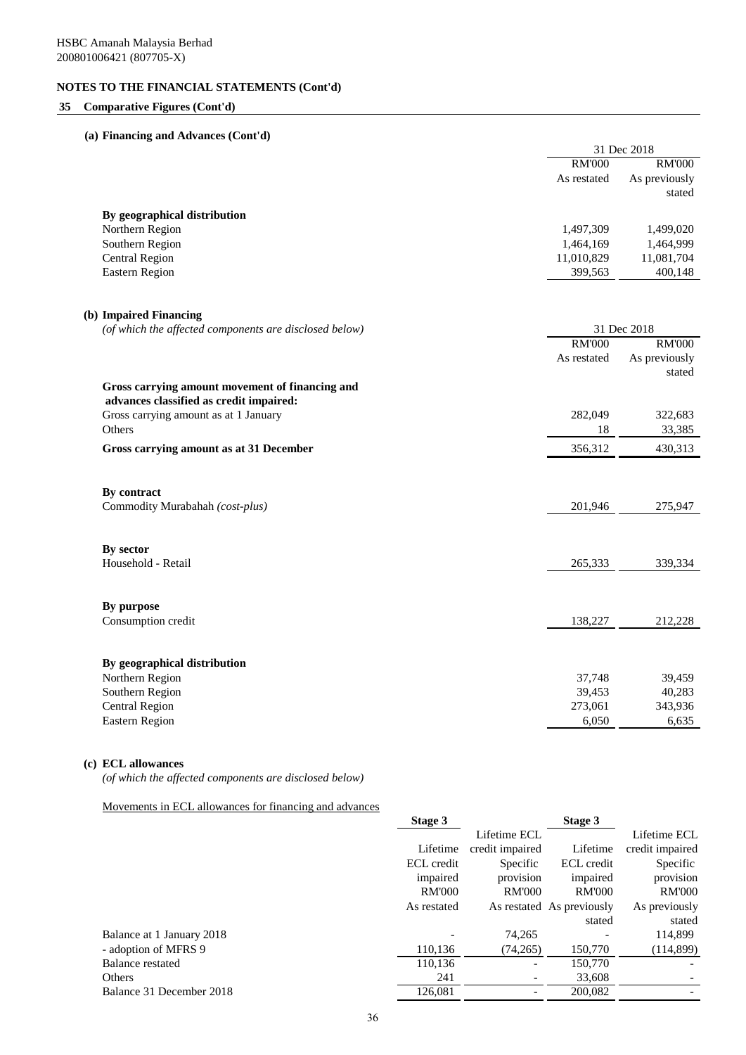HSBC Amanah Malaysia Berhad
200801006421 (807705-X)

## NOTES TO THE FINANCIAL STATEMENTS (Cont'd)

### 35 Comparative Figures (Cont'd)

#### (a) Financing and Advances (Cont'd)

| | 31 Dec 2018 | |
|---|---|---|
| | RM'000 | RM'000 |
| | As restated | As previously stated |
| **By geographical distribution** | | |
| Northern Region | 1,497,309 | 1,499,020 |
| Southern Region | 1,464,169 | 1,464,999 |
| Central Region | 11,010,829 | 11,081,704 |
| Eastern Region | 399,563 | 400,148 |

#### (b) Impaired Financing

*(of which the affected components are disclosed below)*

| | 31 Dec 2018 | |
|---|---|---|
| | RM'000 | RM'000 |
| | As restated | As previously stated |
| **Gross carrying amount movement of financing and advances classified as credit impaired:** | | |
| Gross carrying amount as at 1 January | 282,049 | 322,683 |
| Others | 18 | 33,385 |
| **Gross carrying amount as at 31 December** | 356,312 | 430,313 |
| | | |
| **By contract** | | |
| Commodity Murabahah *(cost-plus)* | 201,946 | 275,947 |
| | | |
| **By sector** | | |
| Household - Retail | 265,333 | 339,334 |
| | | |
| **By purpose** | | |
| Consumption credit | 138,227 | 212,228 |
| | | |
| **By geographical distribution** | | |
| Northern Region | 37,748 | 39,459 |
| Southern Region | 39,453 | 40,283 |
| Central Region | 273,061 | 343,936 |
| Eastern Region | 6,050 | 6,635 |

#### (c) ECL allowances

*(of which the affected components are disclosed below)*

Movements in ECL allowances for financing and advances

| | Stage 3 | | Stage 3 | |
|---|---|---|---|---|
| | Lifetime ECL credit impaired | Lifetime ECL credit impaired Specific provision | Lifetime ECL credit impaired | Lifetime ECL credit impaired Specific provision |
| | RM'000 | RM'000 | RM'000 | RM'000 |
| | As restated | As restated | As previously stated | As previously stated |
| Balance at 1 January 2018 | - | 74,265 | - | 114,899 |
| - adoption of MFRS 9 | 110,136 | (74,265) | 150,770 | (114,899) |
| Balance restated | 110,136 | - | 150,770 | - |
| Others | 241 | - | 33,608 | - |
| Balance 31 December 2018 | 126,081 | - | 200,082 | - |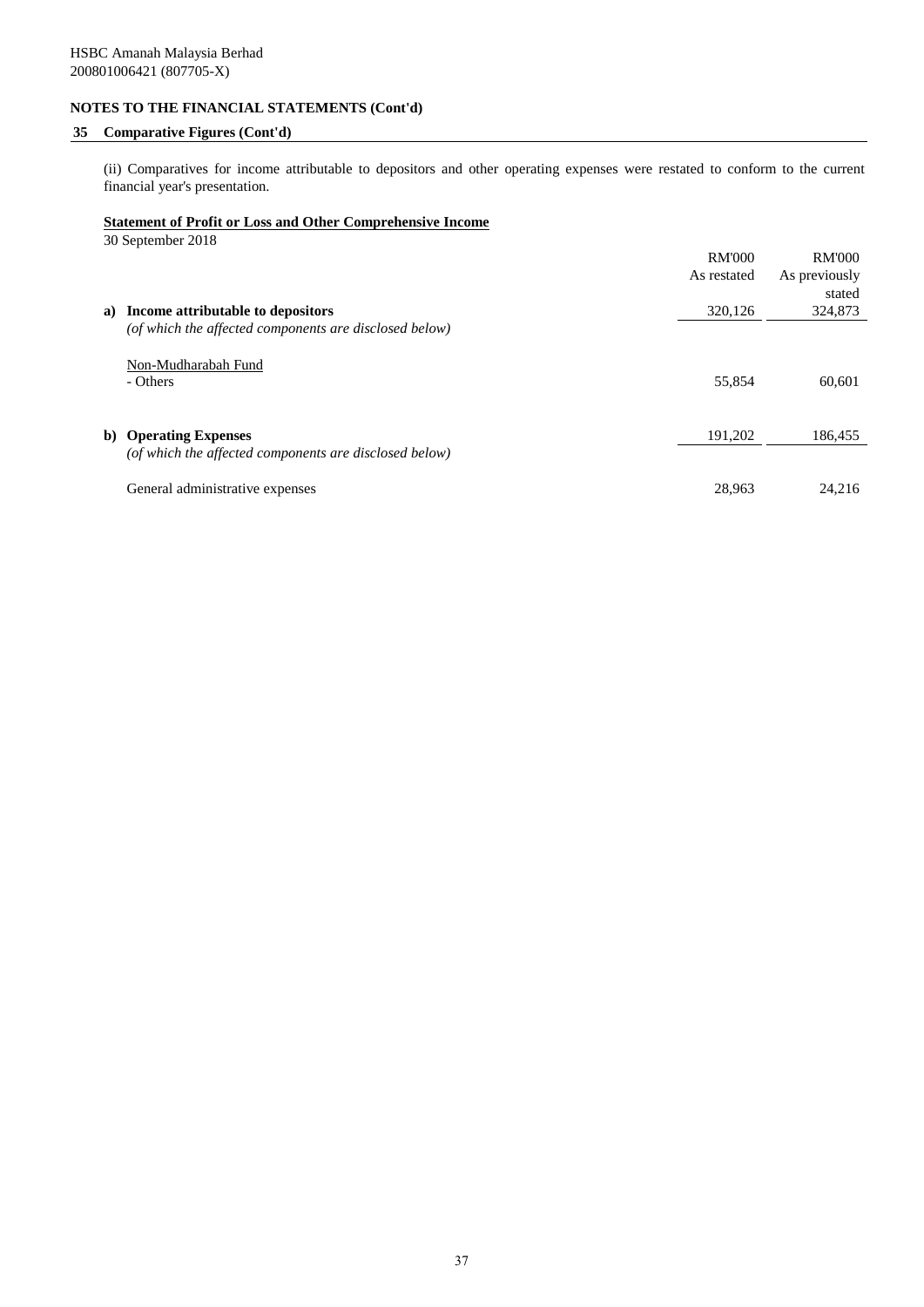HSBC Amanah Malaysia Berhad
200801006421 (807705-X)

## NOTES TO THE FINANCIAL STATEMENTS (Cont'd)

### 35 Comparative Figures (Cont'd)

(ii) Comparatives for income attributable to depositors and other operating expenses were restated to conform to the current financial year's presentation.

**Statement of Profit or Loss and Other Comprehensive Income**

30 September 2018

| | RM'000 As restated | RM'000 As previously stated |
|---|---|---|
| **a) Income attributable to depositors** | 320,126 | 324,873 |
| *(of which the affected components are disclosed below)* | | |
| Non-Mudharabah Fund | | |
| - Others | 55,854 | 60,601 |
| **b) Operating Expenses** | 191,202 | 186,455 |
| *(of which the affected components are disclosed below)* | | |
| General administrative expenses | 28,963 | 24,216 |